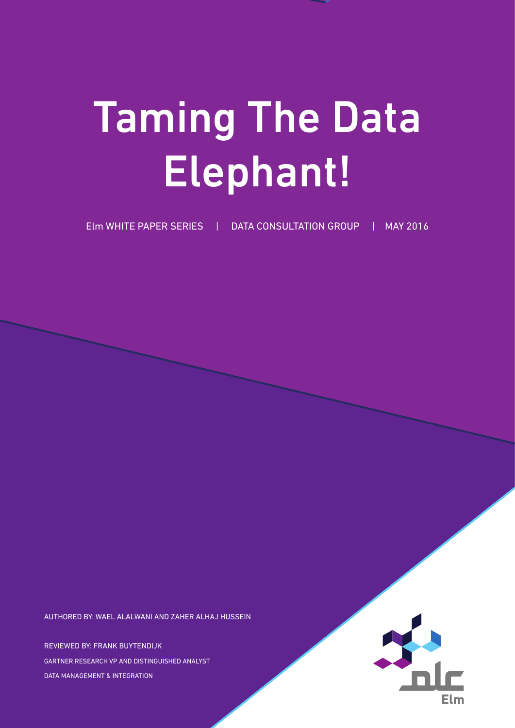# Taming The Data Elephant!

Elm WHITE PAPER SERIES | DATA CONSULTATION GROUP | MAY 2016

AUTHORED BY: WAEL ALALWANI AND ZAHER ALHAJ HUSSEIN

REVIEWED BY: FRANK BUYTENDIJK

GARTNER RESEARCH VP AND DISTINGUISHED ANALYST

DATA MANAGEMENT & INTEGRATION

علم

Elm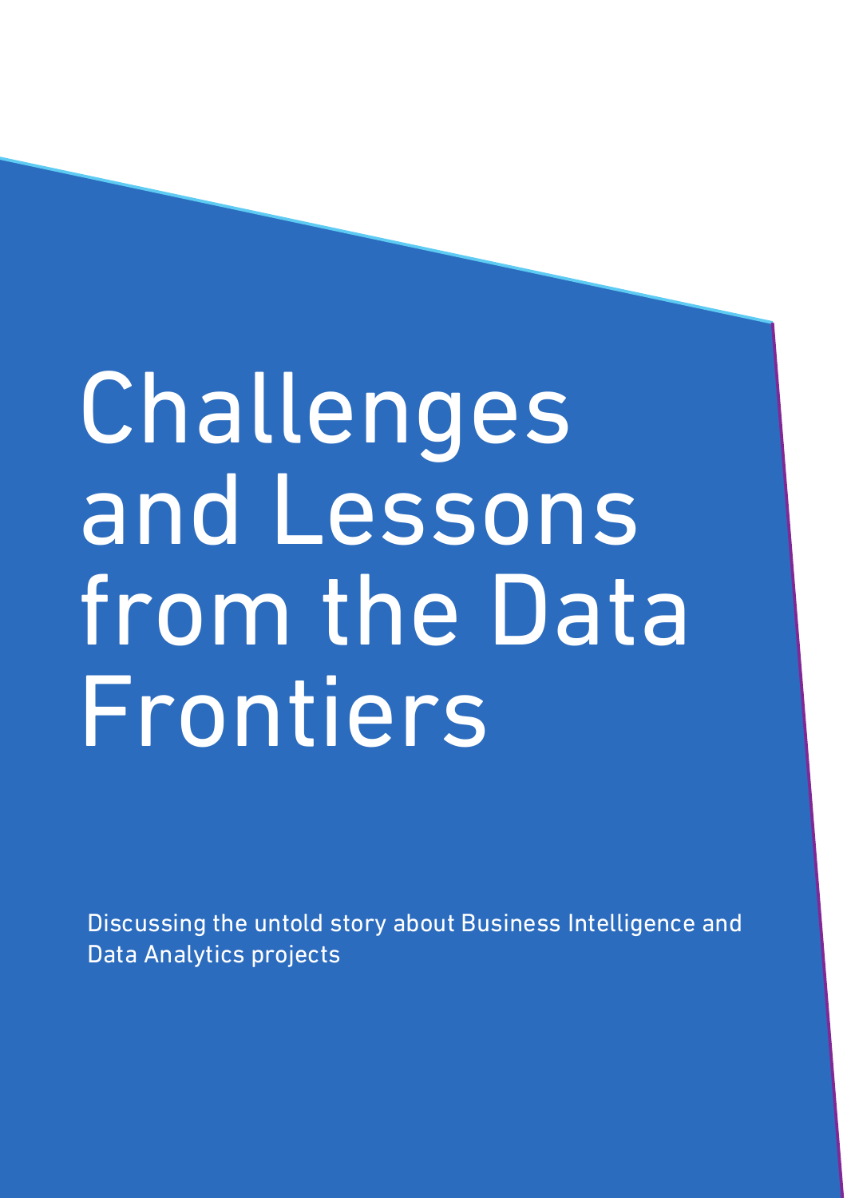# Challenges and Lessons from the Data Frontiers

Discussing the untold story about Business Intelligence and Data Analytics projects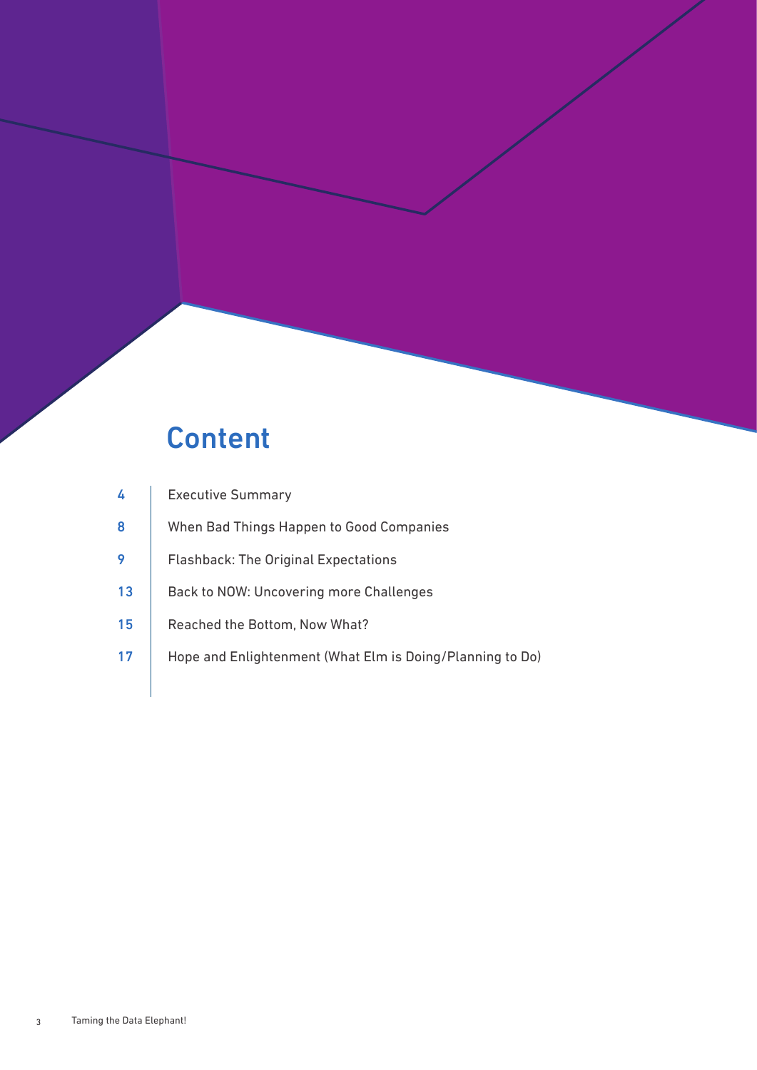# Content

| | |
|---|---|
| 4 | Executive Summary |
| 8 | When Bad Things Happen to Good Companies |
| 9 | Flashback: The Original Expectations |
| 13 | Back to NOW: Uncovering more Challenges |
| 15 | Reached the Bottom, Now What? |
| 17 | Hope and Enlightenment (What Elm is Doing/Planning to Do) |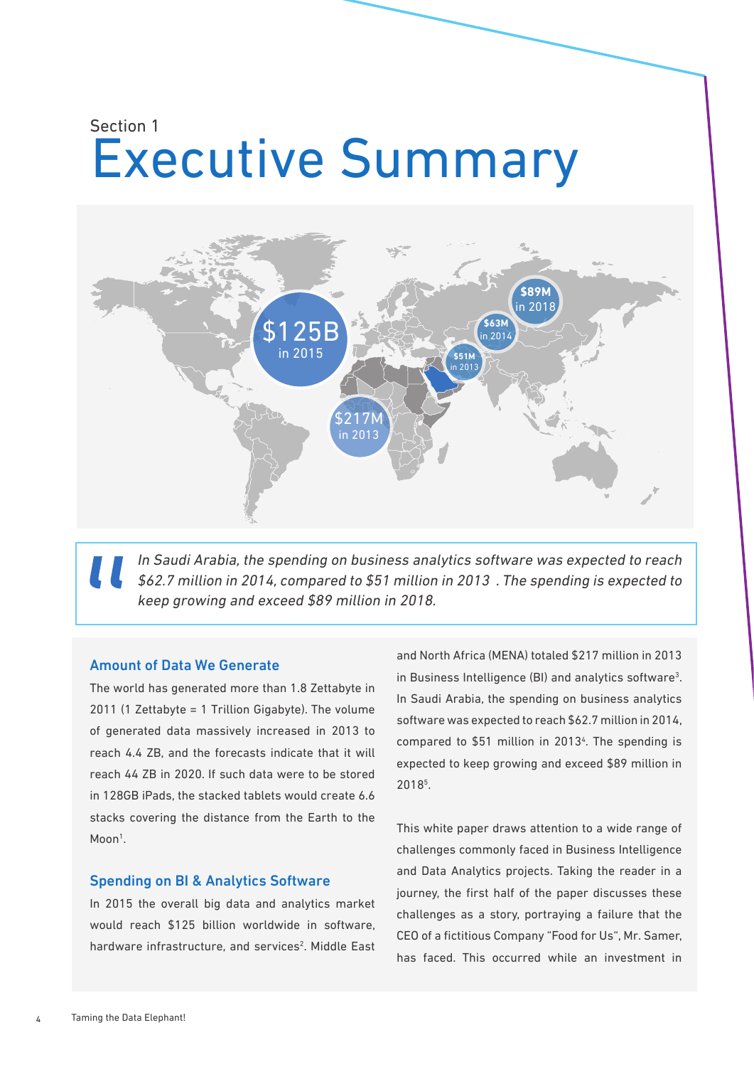Section 1

# Executive Summary

$125B in 2015

$217M in 2013

$51M in 2013

$63M in 2014

$89M in 2018

> *In Saudi Arabia, the spending on business analytics software was expected to reach $62.7 million in 2014, compared to $51 million in 2013 . The spending is expected to keep growing and exceed $89 million in 2018.*

### Amount of Data We Generate

The world has generated more than 1.8 Zettabyte in 2011 (1 Zettabyte = 1 Trillion Gigabyte). The volume of generated data massively increased in 2013 to reach 4.4 ZB, and the forecasts indicate that it will reach 44 ZB in 2020. If such data were to be stored in 128GB iPads, the stacked tablets would create 6.6 stacks covering the distance from the Earth to the Moon[1].

### Spending on BI & Analytics Software

In 2015 the overall big data and analytics market would reach $125 billion worldwide in software, hardware infrastructure, and services[2]. Middle East and North Africa (MENA) totaled $217 million in 2013 in Business Intelligence (BI) and analytics software[3]. In Saudi Arabia, the spending on business analytics software was expected to reach $62.7 million in 2014, compared to $51 million in 2013[4]. The spending is expected to keep growing and exceed $89 million in 2018[5].

This white paper draws attention to a wide range of challenges commonly faced in Business Intelligence and Data Analytics projects. Taking the reader in a journey, the first half of the paper discusses these challenges as a story, portraying a failure that the CEO of a fictitious Company "Food for Us", Mr. Samer, has faced. This occurred while an investment in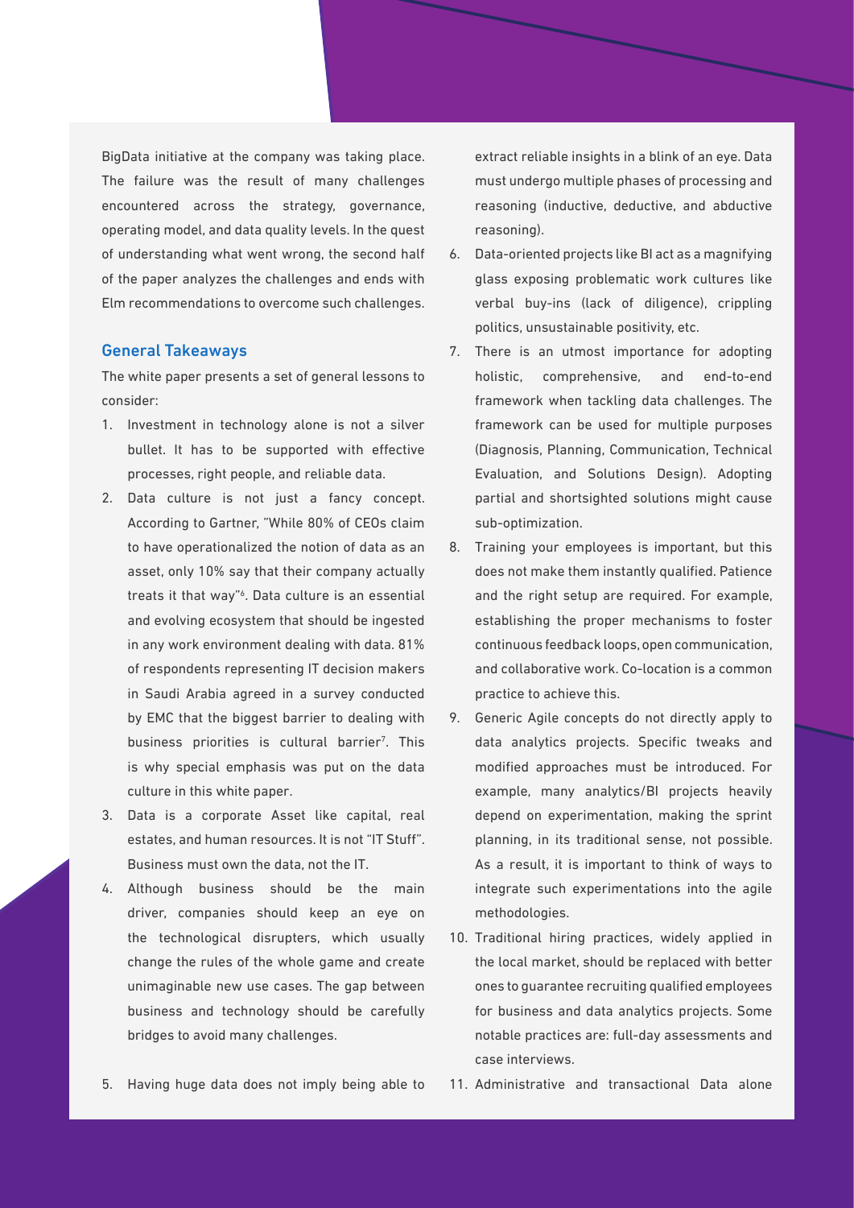BigData initiative at the company was taking place. The failure was the result of many challenges encountered across the strategy, governance, operating model, and data quality levels. In the quest of understanding what went wrong, the second half of the paper analyzes the challenges and ends with Elm recommendations to overcome such challenges.

## General Takeaways

The white paper presents a set of general lessons to consider:

1. Investment in technology alone is not a silver bullet. It has to be supported with effective processes, right people, and reliable data.
2. Data culture is not just a fancy concept. According to Gartner, "While 80% of CEOs claim to have operationalized the notion of data as an asset, only 10% say that their company actually treats it that way"[6]. Data culture is an essential and evolving ecosystem that should be ingested in any work environment dealing with data. 81% of respondents representing IT decision makers in Saudi Arabia agreed in a survey conducted by EMC that the biggest barrier to dealing with business priorities is cultural barrier[7]. This is why special emphasis was put on the data culture in this white paper.
3. Data is a corporate Asset like capital, real estates, and human resources. It is not "IT Stuff". Business must own the data, not the IT.
4. Although business should be the main driver, companies should keep an eye on the technological disrupters, which usually change the rules of the whole game and create unimaginable new use cases. The gap between business and technology should be carefully bridges to avoid many challenges.
5. Having huge data does not imply being able to extract reliable insights in a blink of an eye. Data must undergo multiple phases of processing and reasoning (inductive, deductive, and abductive reasoning).
6. Data-oriented projects like BI act as a magnifying glass exposing problematic work cultures like verbal buy-ins (lack of diligence), crippling politics, unsustainable positivity, etc.
7. There is an utmost importance for adopting holistic, comprehensive, and end-to-end framework when tackling data challenges. The framework can be used for multiple purposes (Diagnosis, Planning, Communication, Technical Evaluation, and Solutions Design). Adopting partial and shortsighted solutions might cause sub-optimization.
8. Training your employees is important, but this does not make them instantly qualified. Patience and the right setup are required. For example, establishing the proper mechanisms to foster continuous feedback loops, open communication, and collaborative work. Co-location is a common practice to achieve this.
9. Generic Agile concepts do not directly apply to data analytics projects. Specific tweaks and modified approaches must be introduced. For example, many analytics/BI projects heavily depend on experimentation, making the sprint planning, in its traditional sense, not possible. As a result, it is important to think of ways to integrate such experimentations into the agile methodologies.
10. Traditional hiring practices, widely applied in the local market, should be replaced with better ones to guarantee recruiting qualified employees for business and data analytics projects. Some notable practices are: full-day assessments and case interviews.
11. Administrative and transactional Data alone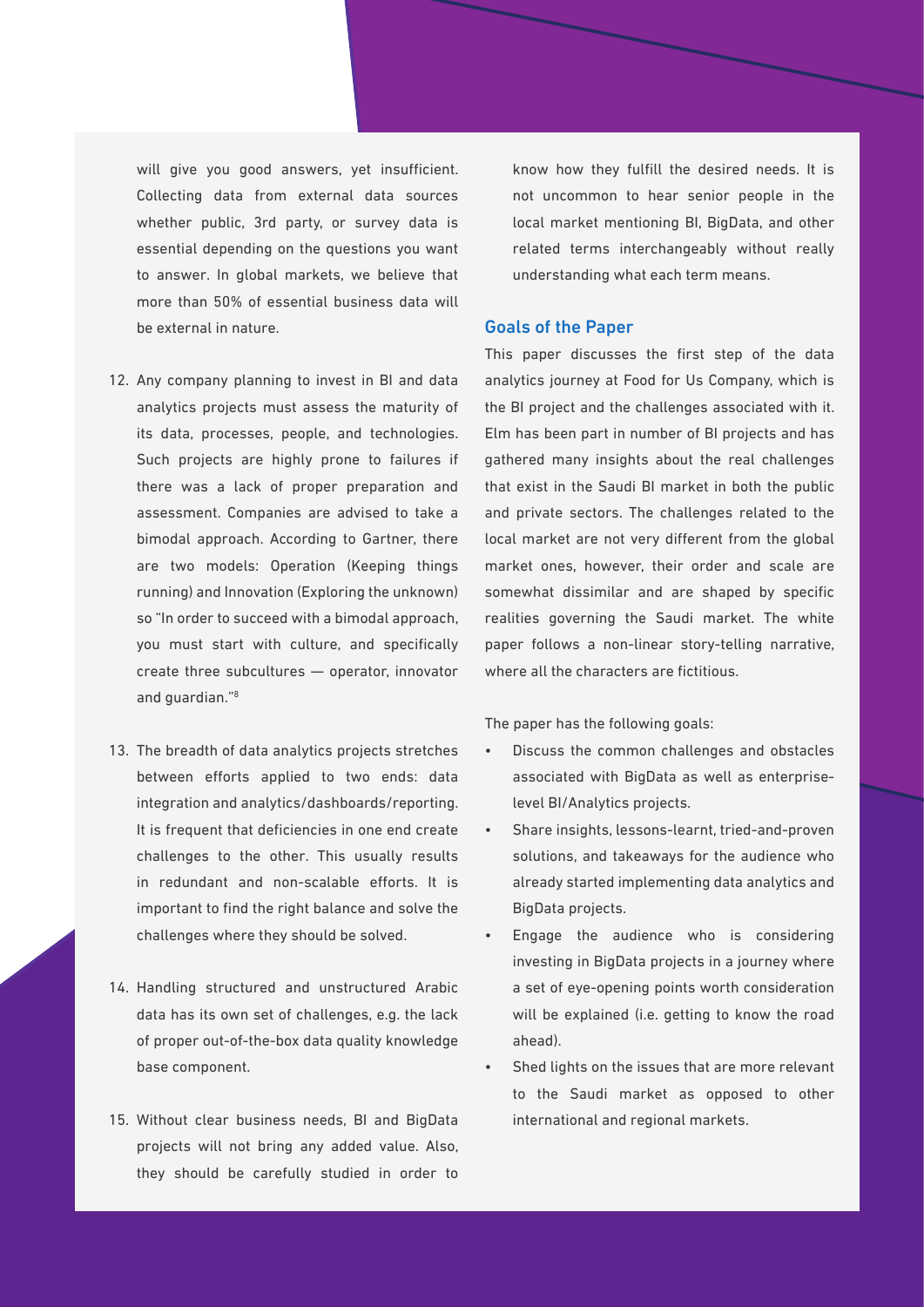will give you good answers, yet insufficient. Collecting data from external data sources whether public, 3rd party, or survey data is essential depending on the questions you want to answer. In global markets, we believe that more than 50% of essential business data will be external in nature.

12. Any company planning to invest in BI and data analytics projects must assess the maturity of its data, processes, people, and technologies. Such projects are highly prone to failures if there was a lack of proper preparation and assessment. Companies are advised to take a bimodal approach. According to Gartner, there are two models: Operation (Keeping things running) and Innovation (Exploring the unknown) so "In order to succeed with a bimodal approach, you must start with culture, and specifically create three subcultures — operator, innovator and guardian."[8]

13. The breadth of data analytics projects stretches between efforts applied to two ends: data integration and analytics/dashboards/reporting. It is frequent that deficiencies in one end create challenges to the other. This usually results in redundant and non-scalable efforts. It is important to find the right balance and solve the challenges where they should be solved.

14. Handling structured and unstructured Arabic data has its own set of challenges, e.g. the lack of proper out-of-the-box data quality knowledge base component.

15. Without clear business needs, BI and BigData projects will not bring any added value. Also, they should be carefully studied in order to know how they fulfill the desired needs. It is not uncommon to hear senior people in the local market mentioning BI, BigData, and other related terms interchangeably without really understanding what each term means.

## Goals of the Paper

This paper discusses the first step of the data analytics journey at Food for Us Company, which is the BI project and the challenges associated with it. Elm has been part in number of BI projects and has gathered many insights about the real challenges that exist in the Saudi BI market in both the public and private sectors. The challenges related to the local market are not very different from the global market ones, however, their order and scale are somewhat dissimilar and are shaped by specific realities governing the Saudi market. The white paper follows a non-linear story-telling narrative, where all the characters are fictitious.

The paper has the following goals:

- Discuss the common challenges and obstacles associated with BigData as well as enterprise-level BI/Analytics projects.
- Share insights, lessons-learnt, tried-and-proven solutions, and takeaways for the audience who already started implementing data analytics and BigData projects.
- Engage the audience who is considering investing in BigData projects in a journey where a set of eye-opening points worth consideration will be explained (i.e. getting to know the road ahead).
- Shed lights on the issues that are more relevant to the Saudi market as opposed to other international and regional markets.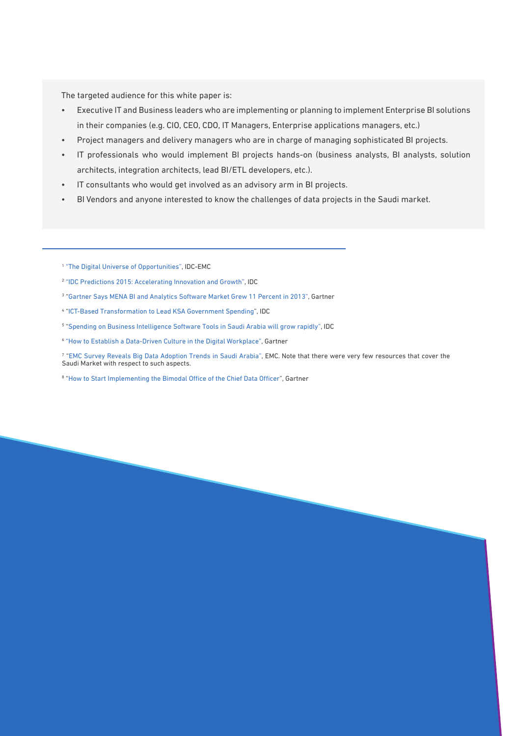The targeted audience for this white paper is:

- Executive IT and Business leaders who are implementing or planning to implement Enterprise BI solutions in their companies (e.g. CIO, CEO, CDO, IT Managers, Enterprise applications managers, etc.)
- Project managers and delivery managers who are in charge of managing sophisticated BI projects.
- IT professionals who would implement BI projects hands-on (business analysts, BI analysts, solution architects, integration architects, lead BI/ETL developers, etc.).
- IT consultants who would get involved as an advisory arm in BI projects.
- BI Vendors and anyone interested to know the challenges of data projects in the Saudi market.

---

[1] "The Digital Universe of Opportunities", IDC-EMC

[2] "IDC Predictions 2015: Accelerating Innovation and Growth", IDC

[3] "Gartner Says MENA BI and Analytics Software Market Grew 11 Percent in 2013", Gartner

[4] "ICT-Based Transformation to Lead KSA Government Spending", IDC

[5] "Spending on Business Intelligence Software Tools in Saudi Arabia will grow rapidly", IDC

[6] "How to Establish a Data-Driven Culture in the Digital Workplace", Gartner

[7] "EMC Survey Reveals Big Data Adoption Trends in Saudi Arabia", EMC. Note that there were very few resources that cover the Saudi Market with respect to such aspects.

[8] "How to Start Implementing the Bimodal Office of the Chief Data Officer", Gartner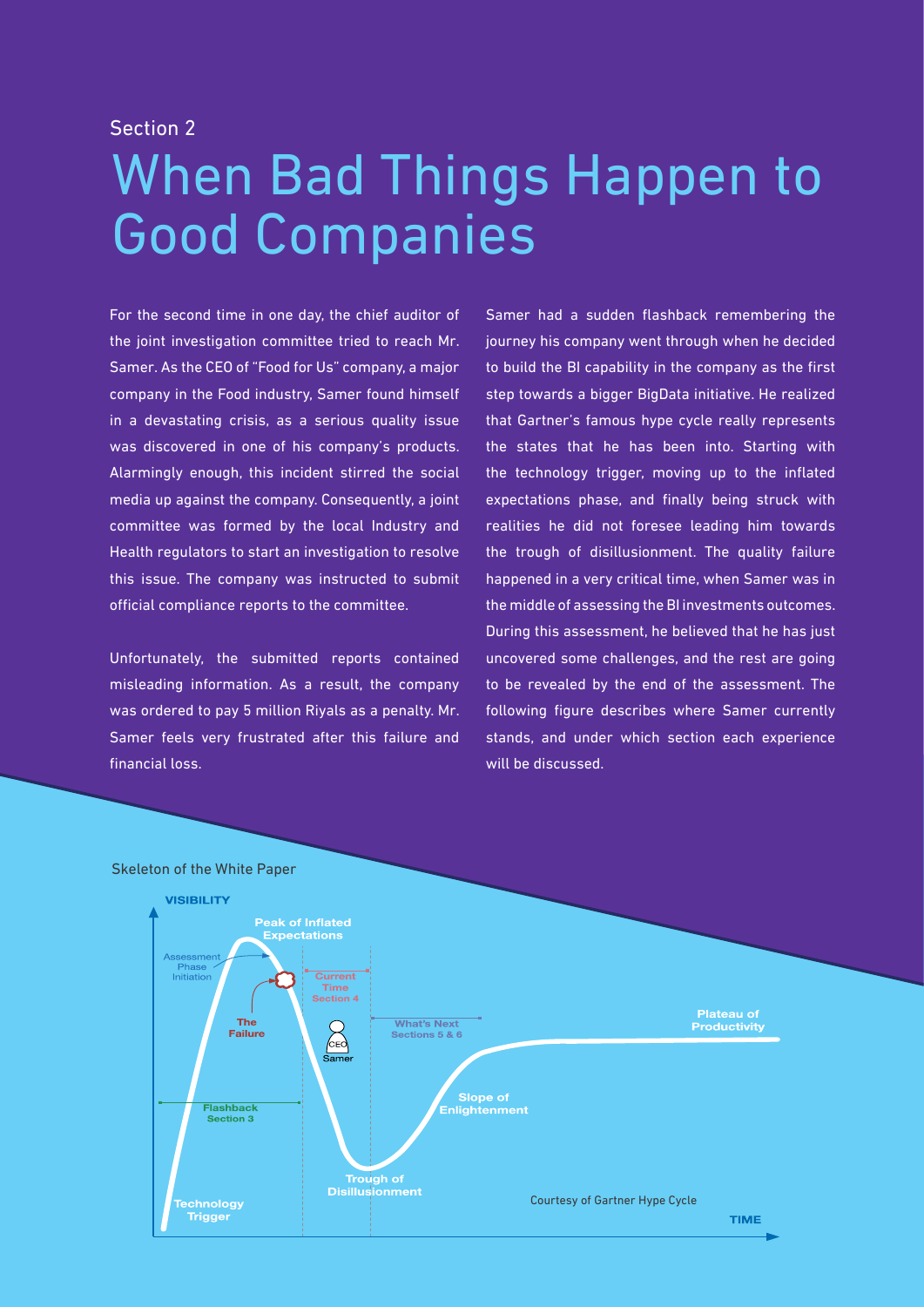Section 2

# When Bad Things Happen to Good Companies

For the second time in one day, the chief auditor of the joint investigation committee tried to reach Mr. Samer. As the CEO of "Food for Us" company, a major company in the Food industry, Samer found himself in a devastating crisis, as a serious quality issue was discovered in one of his company's products. Alarmingly enough, this incident stirred the social media up against the company. Consequently, a joint committee was formed by the local Industry and Health regulators to start an investigation to resolve this issue. The company was instructed to submit official compliance reports to the committee.

Unfortunately, the submitted reports contained misleading information. As a result, the company was ordered to pay 5 million Riyals as a penalty. Mr. Samer feels very frustrated after this failure and financial loss.

Samer had a sudden flashback remembering the journey his company went through when he decided to build the BI capability in the company as the first step towards a bigger BigData initiative. He realized that Gartner's famous hype cycle really represents the states that he has been into. Starting with the technology trigger, moving up to the inflated expectations phase, and finally being struck with realities he did not foresee leading him towards the trough of disillusionment. The quality failure happened in a very critical time, when Samer was in the middle of assessing the BI investments outcomes. During this assessment, he believed that he has just uncovered some challenges, and the rest are going to be revealed by the end of the assessment. The following figure describes where Samer currently stands, and under which section each experience will be discussed.

Skeleton of the White Paper

VISIBILITY

Peak of Inflated Expectations

Assessment Phase Initiation

Current Time Section 4

The Failure

CEO Samer

What's Next Sections 5 & 6

Plateau of Productivity

Flashback Section 3

Slope of Enlightenment

Trough of Disillusionment

Technology Trigger

Courtesy of Gartner Hype Cycle

TIME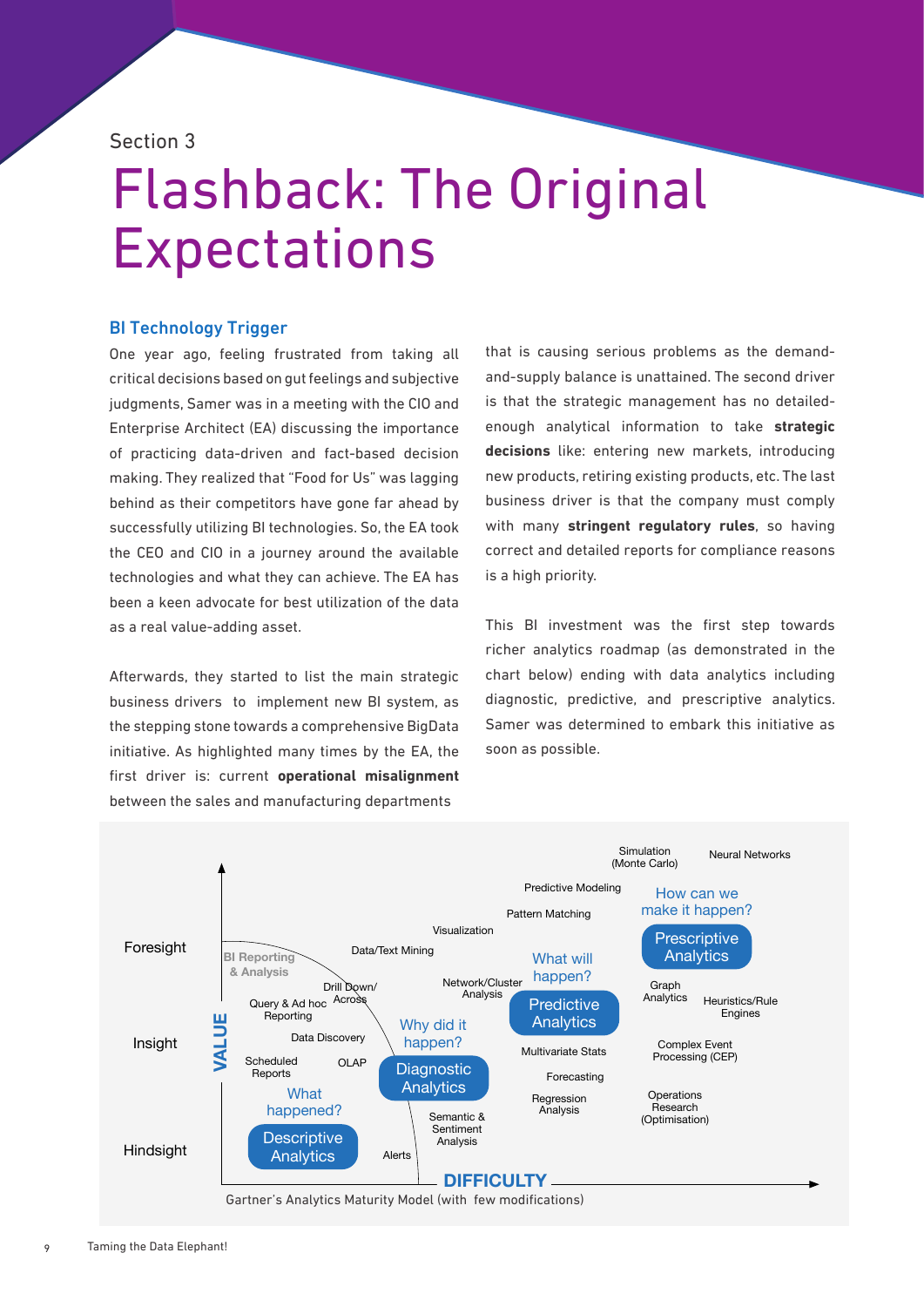Section 3

# Flashback: The Original Expectations

### BI Technology Trigger

One year ago, feeling frustrated from taking all critical decisions based on gut feelings and subjective judgments, Samer was in a meeting with the CIO and Enterprise Architect (EA) discussing the importance of practicing data-driven and fact-based decision making. They realized that "Food for Us" was lagging behind as their competitors have gone far ahead by successfully utilizing BI technologies. So, the EA took the CEO and CIO in a journey around the available technologies and what they can achieve. The EA has been a keen advocate for best utilization of the data as a real value-adding asset.

Afterwards, they started to list the main strategic business drivers to implement new BI system, as the stepping stone towards a comprehensive BigData initiative. As highlighted many times by the EA, the first driver is: current **operational misalignment** between the sales and manufacturing departments that is causing serious problems as the demand-and-supply balance is unattained. The second driver is that the strategic management has no detailed-enough analytical information to take **strategic decisions** like: entering new markets, introducing new products, retiring existing products, etc. The last business driver is that the company must comply with many **stringent regulatory rules**, so having correct and detailed reports for compliance reasons is a high priority.

This BI investment was the first step towards richer analytics roadmap (as demonstrated in the chart below) ending with data analytics including diagnostic, predictive, and prescriptive analytics. Samer was determined to embark this initiative as soon as possible.

Gartner's Analytics Maturity Model (with few modifications)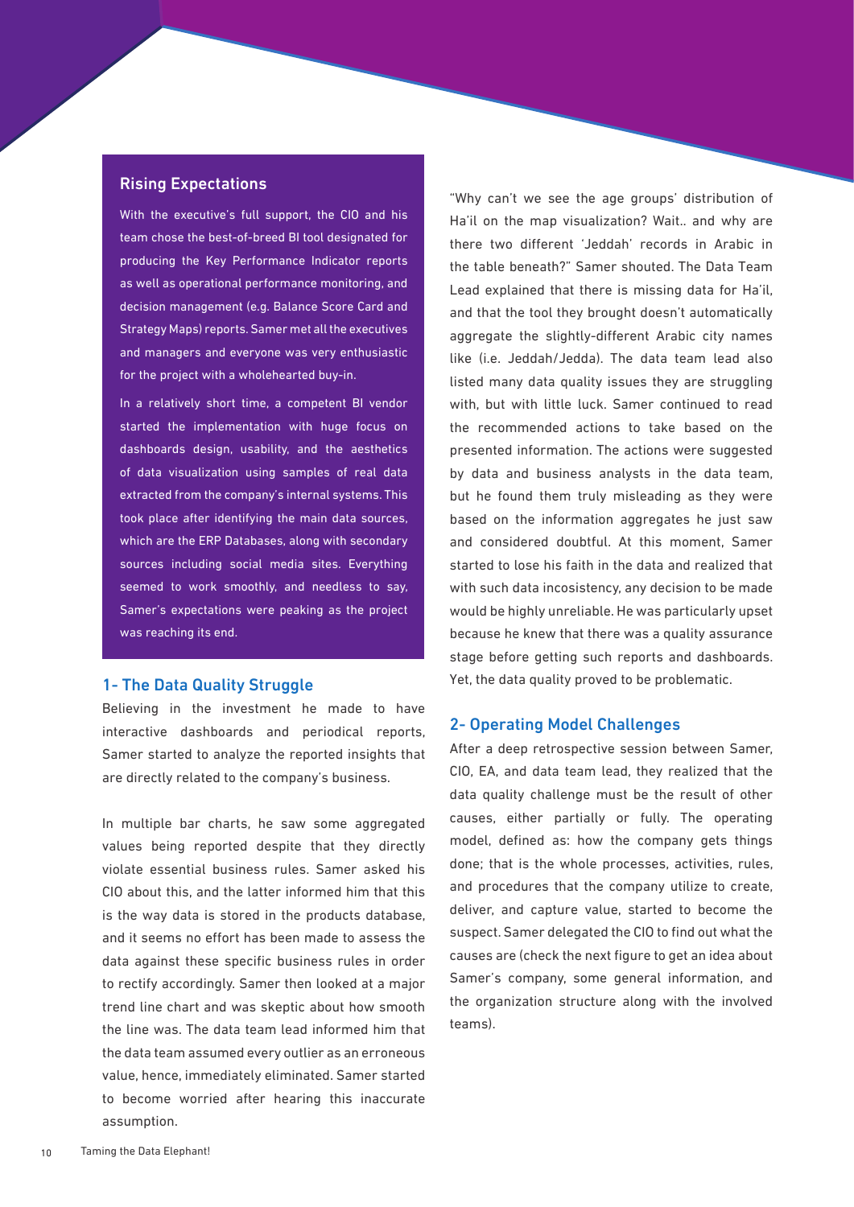### Rising Expectations

With the executive's full support, the CIO and his team chose the best-of-breed BI tool designated for producing the Key Performance Indicator reports as well as operational performance monitoring, and decision management (e.g. Balance Score Card and Strategy Maps) reports. Samer met all the executives and managers and everyone was very enthusiastic for the project with a wholehearted buy-in.

In a relatively short time, a competent BI vendor started the implementation with huge focus on dashboards design, usability, and the aesthetics of data visualization using samples of real data extracted from the company's internal systems. This took place after identifying the main data sources, which are the ERP Databases, along with secondary sources including social media sites. Everything seemed to work smoothly, and needless to say, Samer's expectations were peaking as the project was reaching its end.

## 1- The Data Quality Struggle

Believing in the investment he made to have interactive dashboards and periodical reports, Samer started to analyze the reported insights that are directly related to the company's business.

In multiple bar charts, he saw some aggregated values being reported despite that they directly violate essential business rules. Samer asked his CIO about this, and the latter informed him that this is the way data is stored in the products database, and it seems no effort has been made to assess the data against these specific business rules in order to rectify accordingly. Samer then looked at a major trend line chart and was skeptic about how smooth the line was. The data team lead informed him that the data team assumed every outlier as an erroneous value, hence, immediately eliminated. Samer started to become worried after hearing this inaccurate assumption.

"Why can't we see the age groups' distribution of Ha'il on the map visualization? Wait.. and why are there two different 'Jeddah' records in Arabic in the table beneath?" Samer shouted. The Data Team Lead explained that there is missing data for Ha'il, and that the tool they brought doesn't automatically aggregate the slightly-different Arabic city names like (i.e. Jeddah/Jedda). The data team lead also listed many data quality issues they are struggling with, but with little luck. Samer continued to read the recommended actions to take based on the presented information. The actions were suggested by data and business analysts in the data team, but he found them truly misleading as they were based on the information aggregates he just saw and considered doubtful. At this moment, Samer started to lose his faith in the data and realized that with such data incosistency, any decision to be made would be highly unreliable. He was particularly upset because he knew that there was a quality assurance stage before getting such reports and dashboards. Yet, the data quality proved to be problematic.

## 2- Operating Model Challenges

After a deep retrospective session between Samer, CIO, EA, and data team lead, they realized that the data quality challenge must be the result of other causes, either partially or fully. The operating model, defined as: how the company gets things done; that is the whole processes, activities, rules, and procedures that the company utilize to create, deliver, and capture value, started to become the suspect. Samer delegated the CIO to find out what the causes are (check the next figure to get an idea about Samer's company, some general information, and the organization structure along with the involved teams).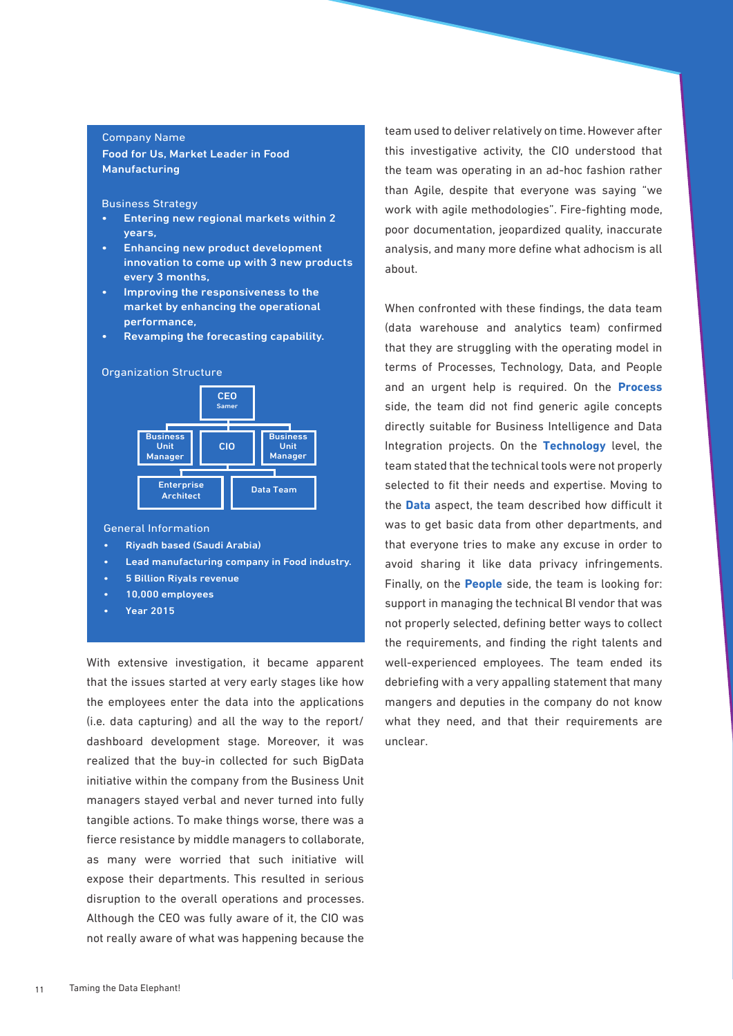**Company Name**

**Food for Us, Market Leader in Food Manufacturing**

**Business Strategy**

- **Entering new regional markets within 2 years,**
- **Enhancing new product development innovation to come up with 3 new products every 3 months,**
- **Improving the responsiveness to the market by enhancing the operational performance,**
- **Revamping the forecasting capability.**

**Organization Structure**

- CEO (Samer)
  - Business Unit Manager
  - CIO
    - Enterprise Architect
    - Data Team
  - Business Unit Manager

**General Information**

- **Riyadh based (Saudi Arabia)**
- **Lead manufacturing company in Food industry.**
- **5 Billion Riyals revenue**
- **10,000 employees**
- **Year 2015**

With extensive investigation, it became apparent that the issues started at very early stages like how the employees enter the data into the applications (i.e. data capturing) and all the way to the report/dashboard development stage. Moreover, it was realized that the buy-in collected for such BigData initiative within the company from the Business Unit managers stayed verbal and never turned into fully tangible actions. To make things worse, there was a fierce resistance by middle managers to collaborate, as many were worried that such initiative will expose their departments. This resulted in serious disruption to the overall operations and processes. Although the CEO was fully aware of it, the CIO was not really aware of what was happening because the team used to deliver relatively on time. However after this investigative activity, the CIO understood that the team was operating in an ad-hoc fashion rather than Agile, despite that everyone was saying "we work with agile methodologies". Fire-fighting mode, poor documentation, jeopardized quality, inaccurate analysis, and many more define what adhocism is all about.

When confronted with these findings, the data team (data warehouse and analytics team) confirmed that they are struggling with the operating model in terms of Processes, Technology, Data, and People and an urgent help is required. On the **Process** side, the team did not find generic agile concepts directly suitable for Business Intelligence and Data Integration projects. On the **Technology** level, the team stated that the technical tools were not properly selected to fit their needs and expertise. Moving to the **Data** aspect, the team described how difficult it was to get basic data from other departments, and that everyone tries to make any excuse in order to avoid sharing it like data privacy infringements. Finally, on the **People** side, the team is looking for: support in managing the technical BI vendor that was not properly selected, defining better ways to collect the requirements, and finding the right talents and well-experienced employees. The team ended its debriefing with a very appalling statement that many mangers and deputies in the company do not know what they need, and that their requirements are unclear.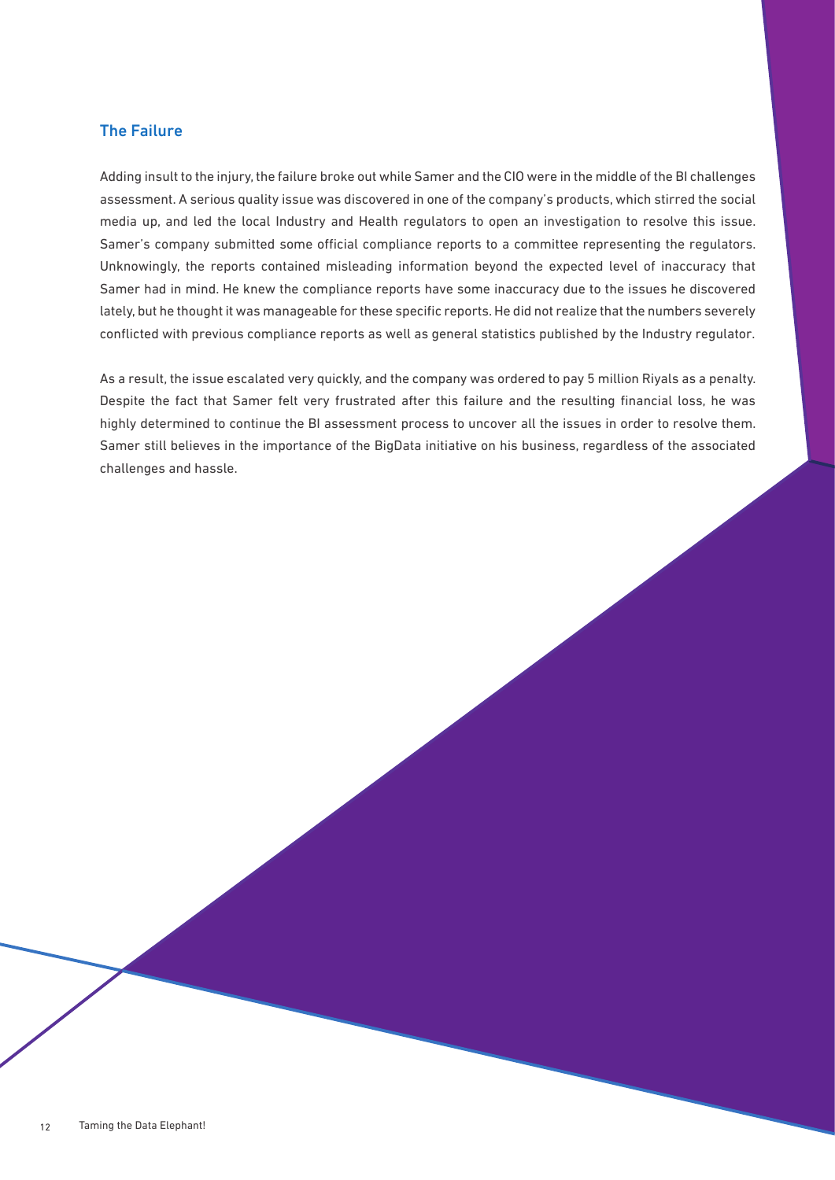## The Failure

Adding insult to the injury, the failure broke out while Samer and the CIO were in the middle of the BI challenges assessment. A serious quality issue was discovered in one of the company's products, which stirred the social media up, and led the local Industry and Health regulators to open an investigation to resolve this issue. Samer's company submitted some official compliance reports to a committee representing the regulators. Unknowingly, the reports contained misleading information beyond the expected level of inaccuracy that Samer had in mind. He knew the compliance reports have some inaccuracy due to the issues he discovered lately, but he thought it was manageable for these specific reports. He did not realize that the numbers severely conflicted with previous compliance reports as well as general statistics published by the Industry regulator.

As a result, the issue escalated very quickly, and the company was ordered to pay 5 million Riyals as a penalty. Despite the fact that Samer felt very frustrated after this failure and the resulting financial loss, he was highly determined to continue the BI assessment process to uncover all the issues in order to resolve them. Samer still believes in the importance of the BigData initiative on his business, regardless of the associated challenges and hassle.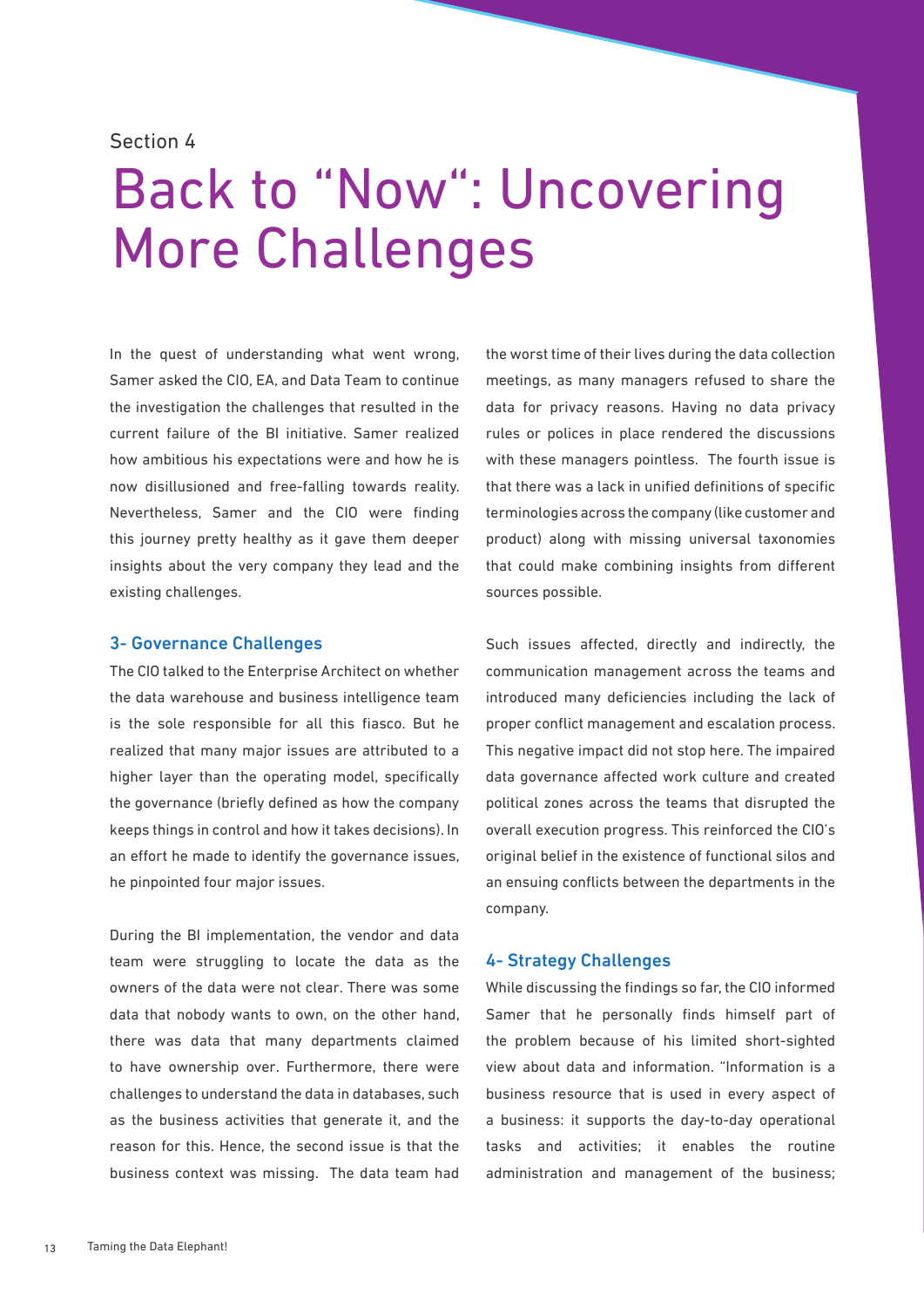Section 4

# Back to "Now": Uncovering More Challenges

In the quest of understanding what went wrong, Samer asked the CIO, EA, and Data Team to continue the investigation the challenges that resulted in the current failure of the BI initiative. Samer realized how ambitious his expectations were and how he is now disillusioned and free-falling towards reality. Nevertheless, Samer and the CIO were finding this journey pretty healthy as it gave them deeper insights about the very company they lead and the existing challenges.

### 3- Governance Challenges

The CIO talked to the Enterprise Architect on whether the data warehouse and business intelligence team is the sole responsible for all this fiasco. But he realized that many major issues are attributed to a higher layer than the operating model, specifically the governance (briefly defined as how the company keeps things in control and how it takes decisions). In an effort he made to identify the governance issues, he pinpointed four major issues.

During the BI implementation, the vendor and data team were struggling to locate the data as the owners of the data were not clear. There was some data that nobody wants to own, on the other hand, there was data that many departments claimed to have ownership over. Furthermore, there were challenges to understand the data in databases, such as the business activities that generate it, and the reason for this. Hence, the second issue is that the business context was missing. The data team had the worst time of their lives during the data collection meetings, as many managers refused to share the data for privacy reasons. Having no data privacy rules or polices in place rendered the discussions with these managers pointless. The fourth issue is that there was a lack in unified definitions of specific terminologies across the company (like customer and product) along with missing universal taxonomies that could make combining insights from different sources possible.

Such issues affected, directly and indirectly, the communication management across the teams and introduced many deficiencies including the lack of proper conflict management and escalation process. This negative impact did not stop here. The impaired data governance affected work culture and created political zones across the teams that disrupted the overall execution progress. This reinforced the CIO's original belief in the existence of functional silos and an ensuing conflicts between the departments in the company.

### 4- Strategy Challenges

While discussing the findings so far, the CIO informed Samer that he personally finds himself part of the problem because of his limited short-sighted view about data and information. "Information is a business resource that is used in every aspect of a business: it supports the day-to-day operational tasks and activities; it enables the routine administration and management of the business;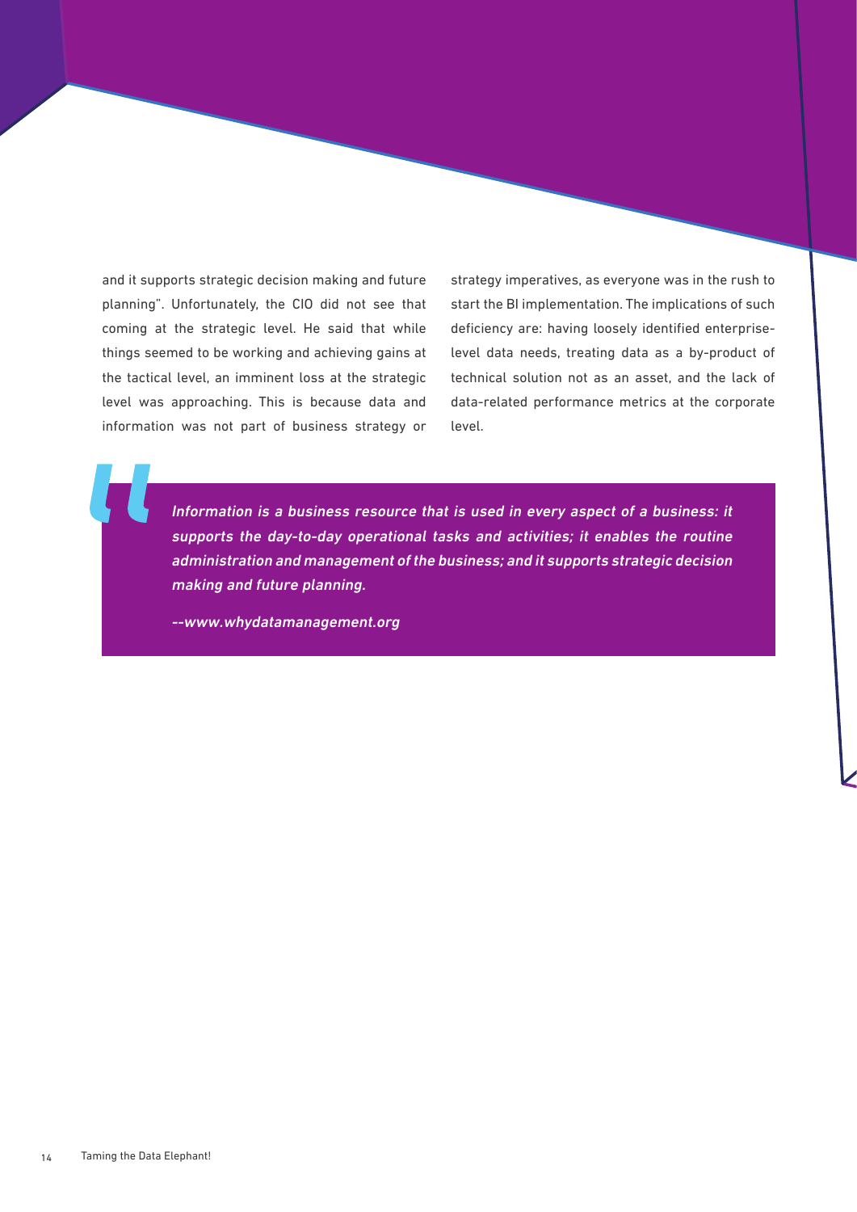and it supports strategic decision making and future planning". Unfortunately, the CIO did not see that coming at the strategic level. He said that while things seemed to be working and achieving gains at the tactical level, an imminent loss at the strategic level was approaching. This is because data and information was not part of business strategy or strategy imperatives, as everyone was in the rush to start the BI implementation. The implications of such deficiency are: having loosely identified enterprise-level data needs, treating data as a by-product of technical solution not as an asset, and the lack of data-related performance metrics at the corporate level.

> ***Information is a business resource that is used in every aspect of a business: it supports the day-to-day operational tasks and activities; it enables the routine administration and management of the business; and it supports strategic decision making and future planning.***
>
> ***--www.whydatamanagement.org***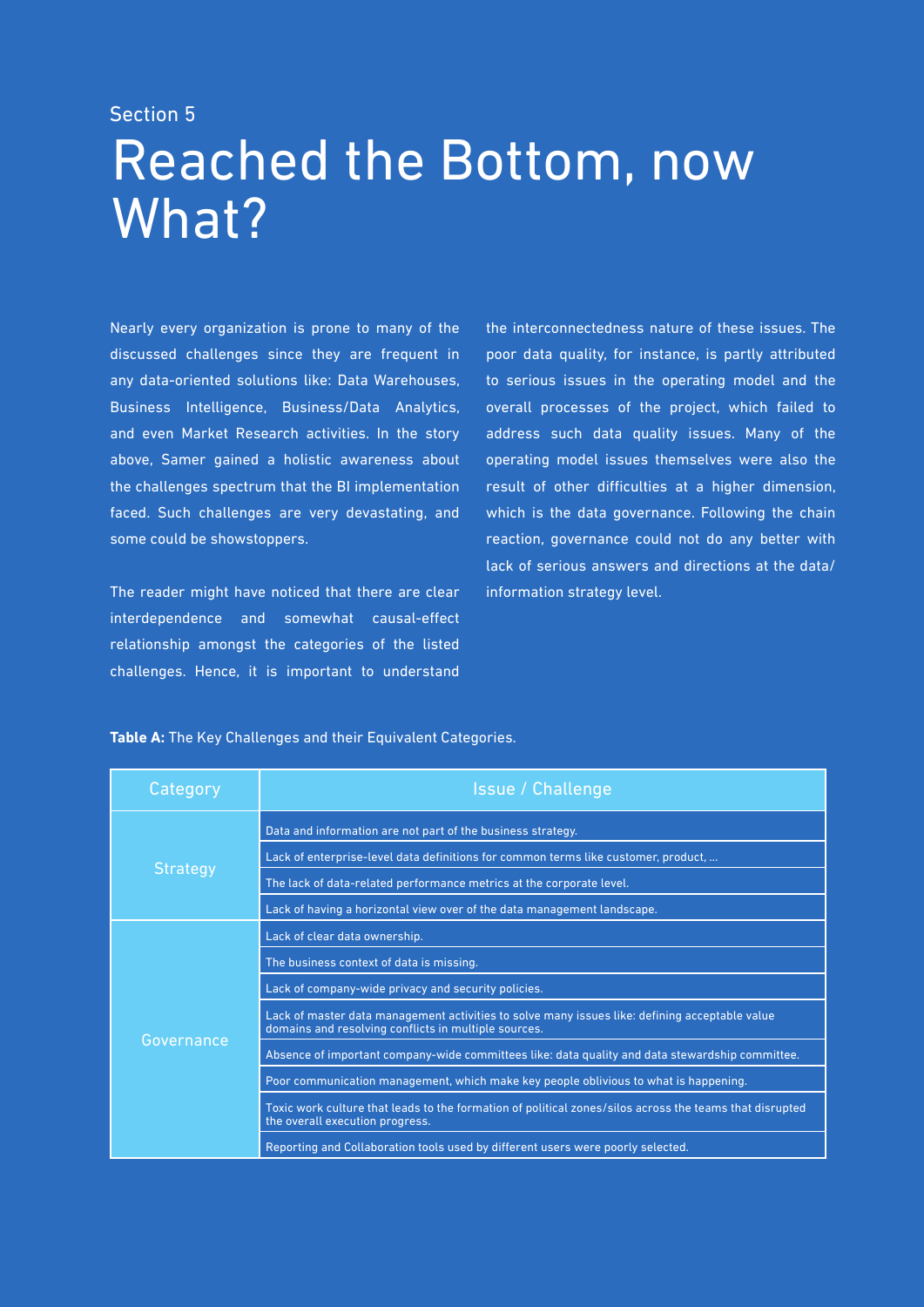Section 5

# Reached the Bottom, now What?

Nearly every organization is prone to many of the discussed challenges since they are frequent in any data-oriented solutions like: Data Warehouses, Business Intelligence, Business/Data Analytics, and even Market Research activities. In the story above, Samer gained a holistic awareness about the challenges spectrum that the BI implementation faced. Such challenges are very devastating, and some could be showstoppers.

The reader might have noticed that there are clear interdependence and somewhat causal-effect relationship amongst the categories of the listed challenges. Hence, it is important to understand the interconnectedness nature of these issues. The poor data quality, for instance, is partly attributed to serious issues in the operating model and the overall processes of the project, which failed to address such data quality issues. Many of the operating model issues themselves were also the result of other difficulties at a higher dimension, which is the data governance. Following the chain reaction, governance could not do any better with lack of serious answers and directions at the data/information strategy level.

**Table A:** The Key Challenges and their Equivalent Categories.

| Category | Issue / Challenge |
|---|---|
| Strategy | Data and information are not part of the business strategy. |
| | Lack of enterprise-level data definitions for common terms like customer, product, ... |
| | The lack of data-related performance metrics at the corporate level. |
| | Lack of having a horizontal view over of the data management landscape. |
| Governance | Lack of clear data ownership. |
| | The business context of data is missing. |
| | Lack of company-wide privacy and security policies. |
| | Lack of master data management activities to solve many issues like: defining acceptable value domains and resolving conflicts in multiple sources. |
| | Absence of important company-wide committees like: data quality and data stewardship committee. |
| | Poor communication management, which make key people oblivious to what is happening. |
| | Toxic work culture that leads to the formation of political zones/silos across the teams that disrupted the overall execution progress. |
| | Reporting and Collaboration tools used by different users were poorly selected. |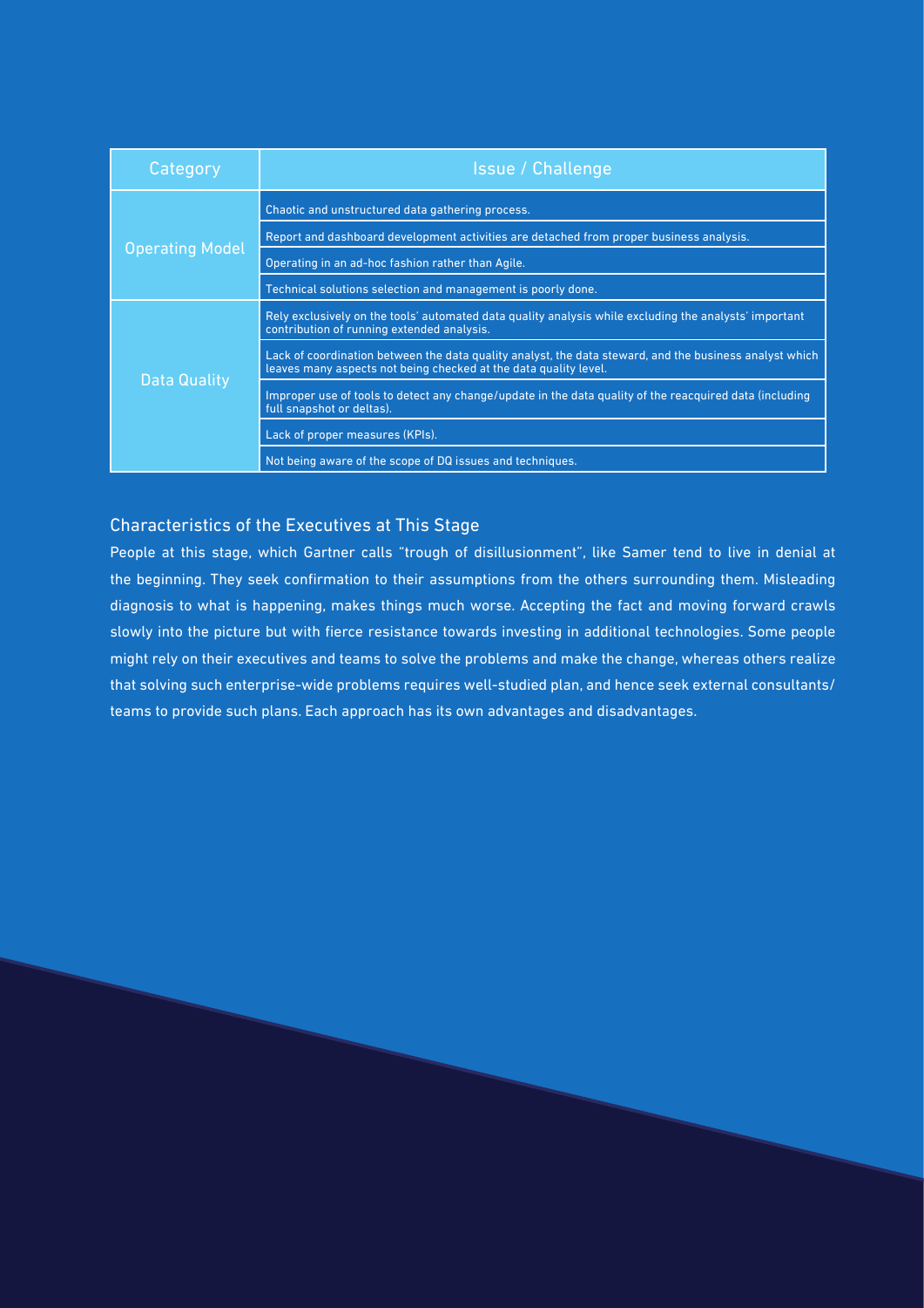| Category | Issue / Challenge |
| --- | --- |
| Operating Model | Chaotic and unstructured data gathering process. |
| | Report and dashboard development activities are detached from proper business analysis. |
| | Operating in an ad-hoc fashion rather than Agile. |
| | Technical solutions selection and management is poorly done. |
| Data Quality | Rely exclusively on the tools' automated data quality analysis while excluding the analysts' important contribution of running extended analysis. |
| | Lack of coordination between the data quality analyst, the data steward, and the business analyst which leaves many aspects not being checked at the data quality level. |
| | Improper use of tools to detect any change/update in the data quality of the reacquired data (including full snapshot or deltas). |
| | Lack of proper measures (KPIs). |
| | Not being aware of the scope of DQ issues and techniques. |

## Characteristics of the Executives at This Stage

People at this stage, which Gartner calls "trough of disillusionment", like Samer tend to live in denial at the beginning. They seek confirmation to their assumptions from the others surrounding them. Misleading diagnosis to what is happening, makes things much worse. Accepting the fact and moving forward crawls slowly into the picture but with fierce resistance towards investing in additional technologies. Some people might rely on their executives and teams to solve the problems and make the change, whereas others realize that solving such enterprise-wide problems requires well-studied plan, and hence seek external consultants/ teams to provide such plans. Each approach has its own advantages and disadvantages.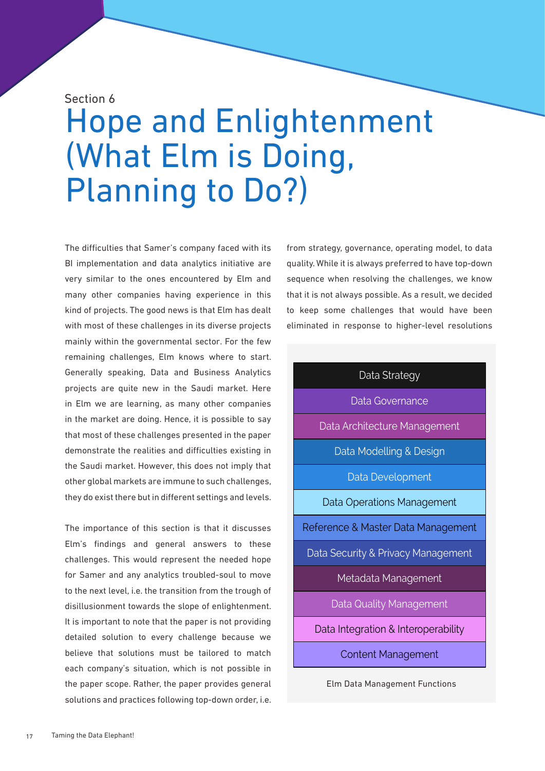Section 6

# Hope and Enlightenment (What Elm is Doing, Planning to Do?)

The difficulties that Samer's company faced with its BI implementation and data analytics initiative are very similar to the ones encountered by Elm and many other companies having experience in this kind of projects. The good news is that Elm has dealt with most of these challenges in its diverse projects mainly within the governmental sector. For the few remaining challenges, Elm knows where to start. Generally speaking, Data and Business Analytics projects are quite new in the Saudi market. Here in Elm we are learning, as many other companies in the market are doing. Hence, it is possible to say that most of these challenges presented in the paper demonstrate the realities and difficulties existing in the Saudi market. However, this does not imply that other global markets are immune to such challenges, they do exist there but in different settings and levels.

The importance of this section is that it discusses Elm's findings and general answers to these challenges. This would represent the needed hope for Samer and any analytics troubled-soul to move to the next level, i.e. the transition from the trough of disillusionment towards the slope of enlightenment. It is important to note that the paper is not providing detailed solution to every challenge because we believe that solutions must be tailored to match each company's situation, which is not possible in the paper scope. Rather, the paper provides general solutions and practices following top-down order, i.e. from strategy, governance, operating model, to data quality. While it is always preferred to have top-down sequence when resolving the challenges, we know that it is not always possible. As a result, we decided to keep some challenges that would have been eliminated in response to higher-level resolutions

| Elm Data Management Functions |
|---|
| Data Strategy |
| Data Governance |
| Data Architecture Management |
| Data Modelling & Design |
| Data Development |
| Data Operations Management |
| Reference & Master Data Management |
| Data Security & Privacy Management |
| Metadata Management |
| Data Quality Management |
| Data Integration & Interoperability |
| Content Management |

Elm Data Management Functions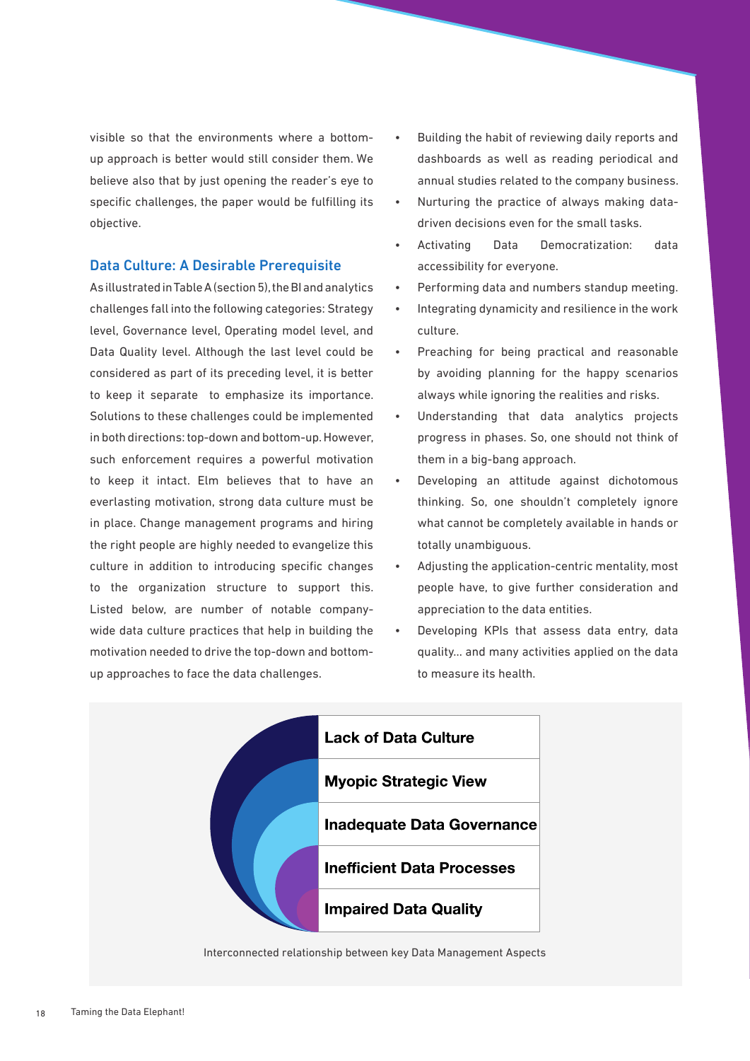visible so that the environments where a bottom-up approach is better would still consider them. We believe also that by just opening the reader's eye to specific challenges, the paper would be fulfilling its objective.

## Data Culture: A Desirable Prerequisite

As illustrated in Table A (section 5), the BI and analytics challenges fall into the following categories: Strategy level, Governance level, Operating model level, and Data Quality level. Although the last level could be considered as part of its preceding level, it is better to keep it separate to emphasize its importance. Solutions to these challenges could be implemented in both directions: top-down and bottom-up. However, such enforcement requires a powerful motivation to keep it intact. Elm believes that to have an everlasting motivation, strong data culture must be in place. Change management programs and hiring the right people are highly needed to evangelize this culture in addition to introducing specific changes to the organization structure to support this. Listed below, are number of notable company-wide data culture practices that help in building the motivation needed to drive the top-down and bottom-up approaches to face the data challenges.

- Building the habit of reviewing daily reports and dashboards as well as reading periodical and annual studies related to the company business.
- Nurturing the practice of always making data-driven decisions even for the small tasks.
- Activating Data Democratization: data accessibility for everyone.
- Performing data and numbers standup meeting.
- Integrating dynamicity and resilience in the work culture.
- Preaching for being practical and reasonable by avoiding planning for the happy scenarios always while ignoring the realities and risks.
- Understanding that data analytics projects progress in phases. So, one should not think of them in a big-bang approach.
- Developing an attitude against dichotomous thinking. So, one shouldn't completely ignore what cannot be completely available in hands or totally unambiguous.
- Adjusting the application-centric mentality, most people have, to give further consideration and appreciation to the data entities.
- Developing KPIs that assess data entry, data quality... and many activities applied on the data to measure its health.

**Lack of Data Culture**

**Myopic Strategic View**

**Inadequate Data Governance**

**Inefficient Data Processes**

**Impaired Data Quality**

Interconnected relationship between key Data Management Aspects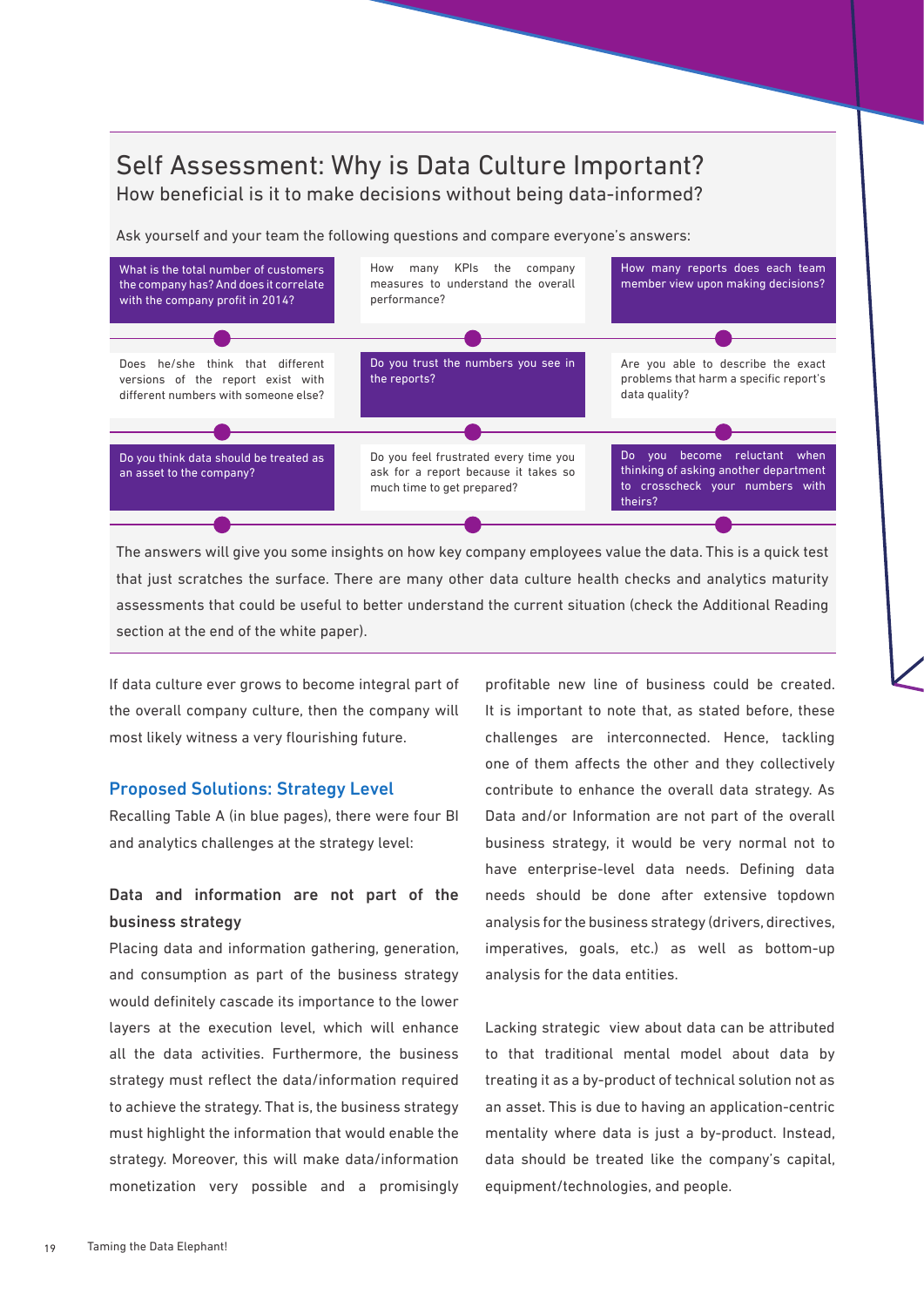## Self Assessment: Why is Data Culture Important?

### How beneficial is it to make decisions without being data-informed?

Ask yourself and your team the following questions and compare everyone's answers:

- What is the total number of customers the company has? And does it correlate with the company profit in 2014?
- How many KPIs the company measures to understand the overall performance?
- How many reports does each team member view upon making decisions?
- Does he/she think that different versions of the report exist with different numbers with someone else?
- Do you trust the numbers you see in the reports?
- Are you able to describe the exact problems that harm a specific report's data quality?
- Do you think data should be treated as an asset to the company?
- Do you feel frustrated every time you ask for a report because it takes so much time to get prepared?
- Do you become reluctant when thinking of asking another department to crosscheck your numbers with theirs?

The answers will give you some insights on how key company employees value the data. This is a quick test that just scratches the surface. There are many other data culture health checks and analytics maturity assessments that could be useful to better understand the current situation (check the Additional Reading section at the end of the white paper).

If data culture ever grows to become integral part of the overall company culture, then the company will most likely witness a very flourishing future.

### Proposed Solutions: Strategy Level

Recalling Table A (in blue pages), there were four BI and analytics challenges at the strategy level:

#### Data and information are not part of the business strategy

Placing data and information gathering, generation, and consumption as part of the business strategy would definitely cascade its importance to the lower layers at the execution level, which will enhance all the data activities. Furthermore, the business strategy must reflect the data/information required to achieve the strategy. That is, the business strategy must highlight the information that would enable the strategy. Moreover, this will make data/information monetization very possible and a promisingly profitable new line of business could be created. It is important to note that, as stated before, these challenges are interconnected. Hence, tackling one of them affects the other and they collectively contribute to enhance the overall data strategy. As Data and/or Information are not part of the overall business strategy, it would be very normal not to have enterprise-level data needs. Defining data needs should be done after extensive topdown analysis for the business strategy (drivers, directives, imperatives, goals, etc.) as well as bottom-up analysis for the data entities.

Lacking strategic view about data can be attributed to that traditional mental model about data by treating it as a by-product of technical solution not as an asset. This is due to having an application-centric mentality where data is just a by-product. Instead, data should be treated like the company's capital, equipment/technologies, and people.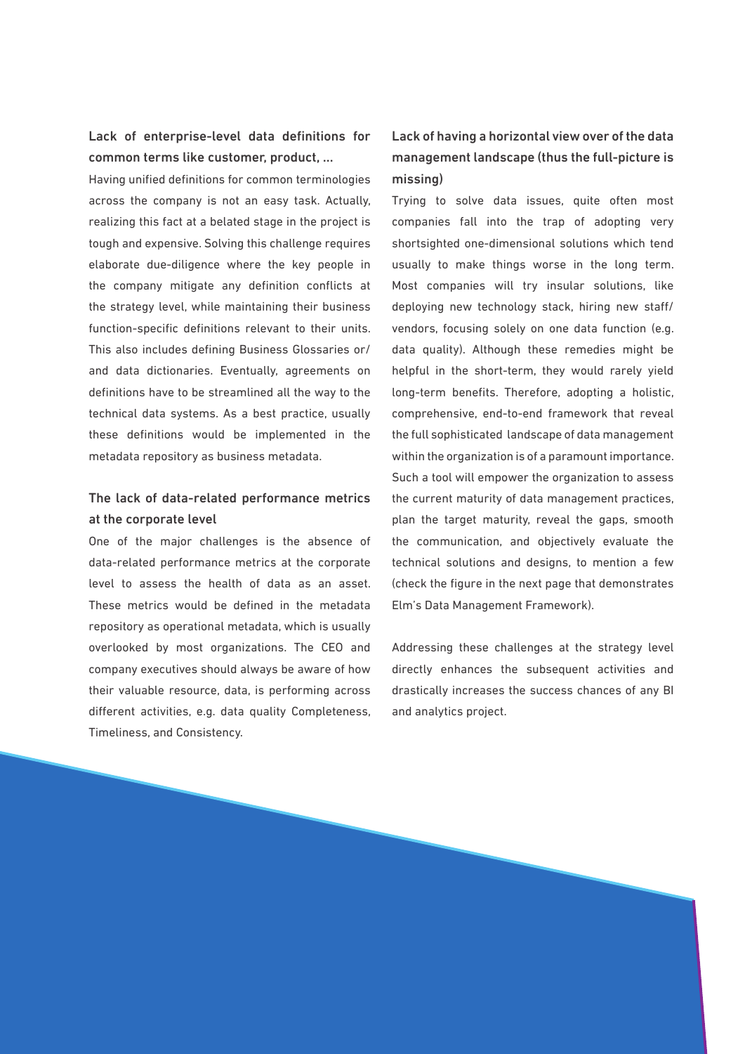### Lack of enterprise-level data definitions for common terms like customer, product, ...

Having unified definitions for common terminologies across the company is not an easy task. Actually, realizing this fact at a belated stage in the project is tough and expensive. Solving this challenge requires elaborate due-diligence where the key people in the company mitigate any definition conflicts at the strategy level, while maintaining their business function-specific definitions relevant to their units. This also includes defining Business Glossaries or/ and data dictionaries. Eventually, agreements on definitions have to be streamlined all the way to the technical data systems. As a best practice, usually these definitions would be implemented in the metadata repository as business metadata.

### The lack of data-related performance metrics at the corporate level

One of the major challenges is the absence of data-related performance metrics at the corporate level to assess the health of data as an asset. These metrics would be defined in the metadata repository as operational metadata, which is usually overlooked by most organizations. The CEO and company executives should always be aware of how their valuable resource, data, is performing across different activities, e.g. data quality Completeness, Timeliness, and Consistency.

### Lack of having a horizontal view over of the data management landscape (thus the full-picture is missing)

Trying to solve data issues, quite often most companies fall into the trap of adopting very shortsighted one-dimensional solutions which tend usually to make things worse in the long term. Most companies will try insular solutions, like deploying new technology stack, hiring new staff/ vendors, focusing solely on one data function (e.g. data quality). Although these remedies might be helpful in the short-term, they would rarely yield long-term benefits. Therefore, adopting a holistic, comprehensive, end-to-end framework that reveal the full sophisticated landscape of data management within the organization is of a paramount importance. Such a tool will empower the organization to assess the current maturity of data management practices, plan the target maturity, reveal the gaps, smooth the communication, and objectively evaluate the technical solutions and designs, to mention a few (check the figure in the next page that demonstrates Elm's Data Management Framework).

Addressing these challenges at the strategy level directly enhances the subsequent activities and drastically increases the success chances of any BI and analytics project.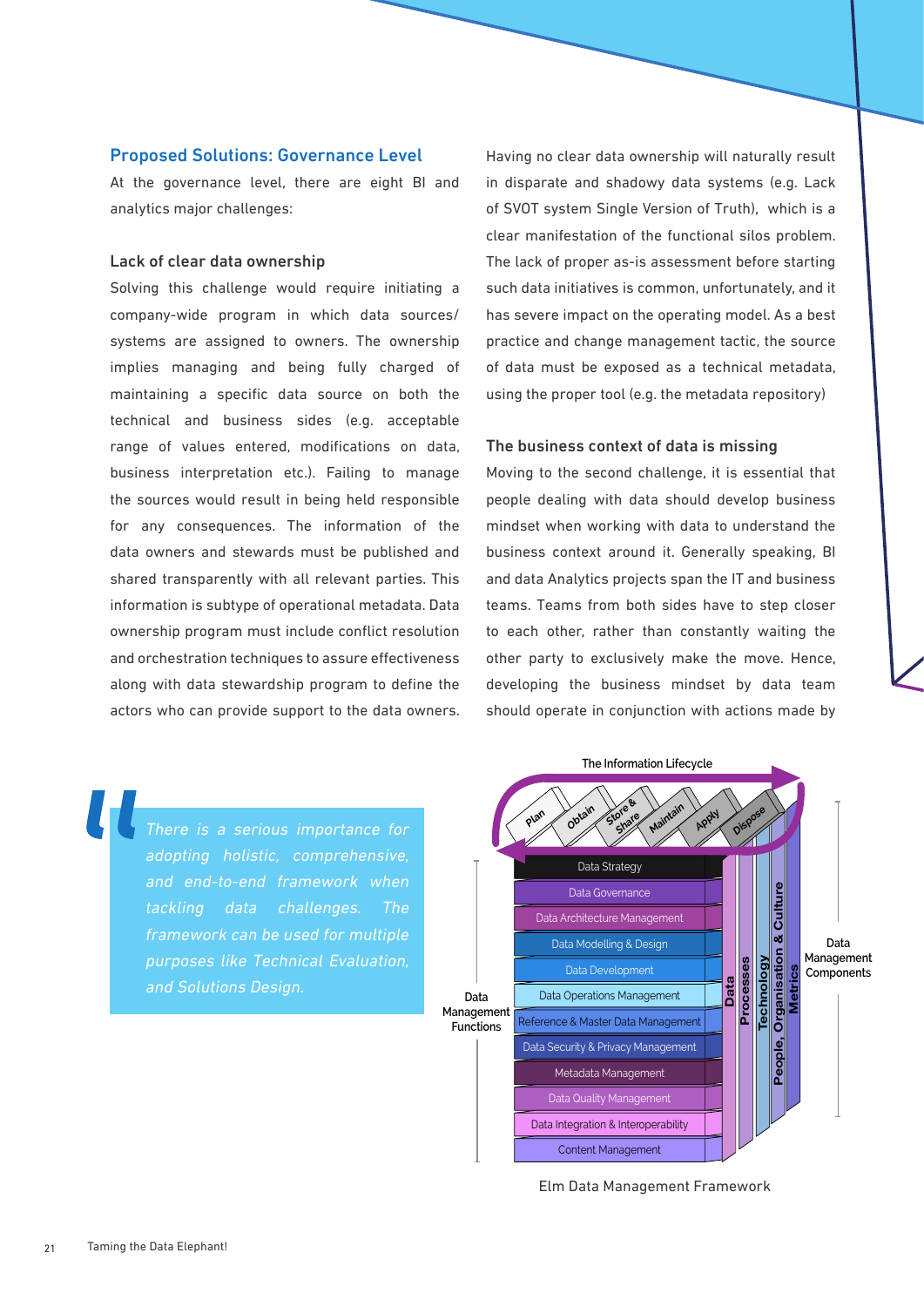## Proposed Solutions: Governance Level

At the governance level, there are eight BI and analytics major challenges:

### Lack of clear data ownership

Solving this challenge would require initiating a company-wide program in which data sources/ systems are assigned to owners. The ownership implies managing and being fully charged of maintaining a specific data source on both the technical and business sides (e.g. acceptable range of values entered, modifications on data, business interpretation etc.). Failing to manage the sources would result in being held responsible for any consequences. The information of the data owners and stewards must be published and shared transparently with all relevant parties. This information is subtype of operational metadata. Data ownership program must include conflict resolution and orchestration techniques to assure effectiveness along with data stewardship program to define the actors who can provide support to the data owners.

Having no clear data ownership will naturally result in disparate and shadowy data systems (e.g. Lack of SVOT system Single Version of Truth), which is a clear manifestation of the functional silos problem. The lack of proper as-is assessment before starting such data initiatives is common, unfortunately, and it has severe impact on the operating model. As a best practice and change management tactic, the source of data must be exposed as a technical metadata, using the proper tool (e.g. the metadata repository)

### The business context of data is missing

Moving to the second challenge, it is essential that people dealing with data should develop business mindset when working with data to understand the business context around it. Generally speaking, BI and data Analytics projects span the IT and business teams. Teams from both sides have to step closer to each other, rather than constantly waiting the other party to exclusively make the move. Hence, developing the business mindset by data team should operate in conjunction with actions made by

> *There is a serious importance for adopting holistic, comprehensive, and end-to-end framework when tackling data challenges. The framework can be used for multiple purposes like Technical Evaluation, and Solutions Design.*

The Information Lifecycle

Plan · Obtain · Store & Share · Maintain · Apply · Dispose

Data Management Functions:
- Data Strategy
- Data Governance
- Data Architecture Management
- Data Modelling & Design
- Data Development
- Data Operations Management
- Reference & Master Data Management
- Data Security & Privacy Management
- Metadata Management
- Data Quality Management
- Data Integration & Interoperability
- Content Management

Data Management Components: Data · Processes · Technology · People, Organisation & Culture · Metrics

Elm Data Management Framework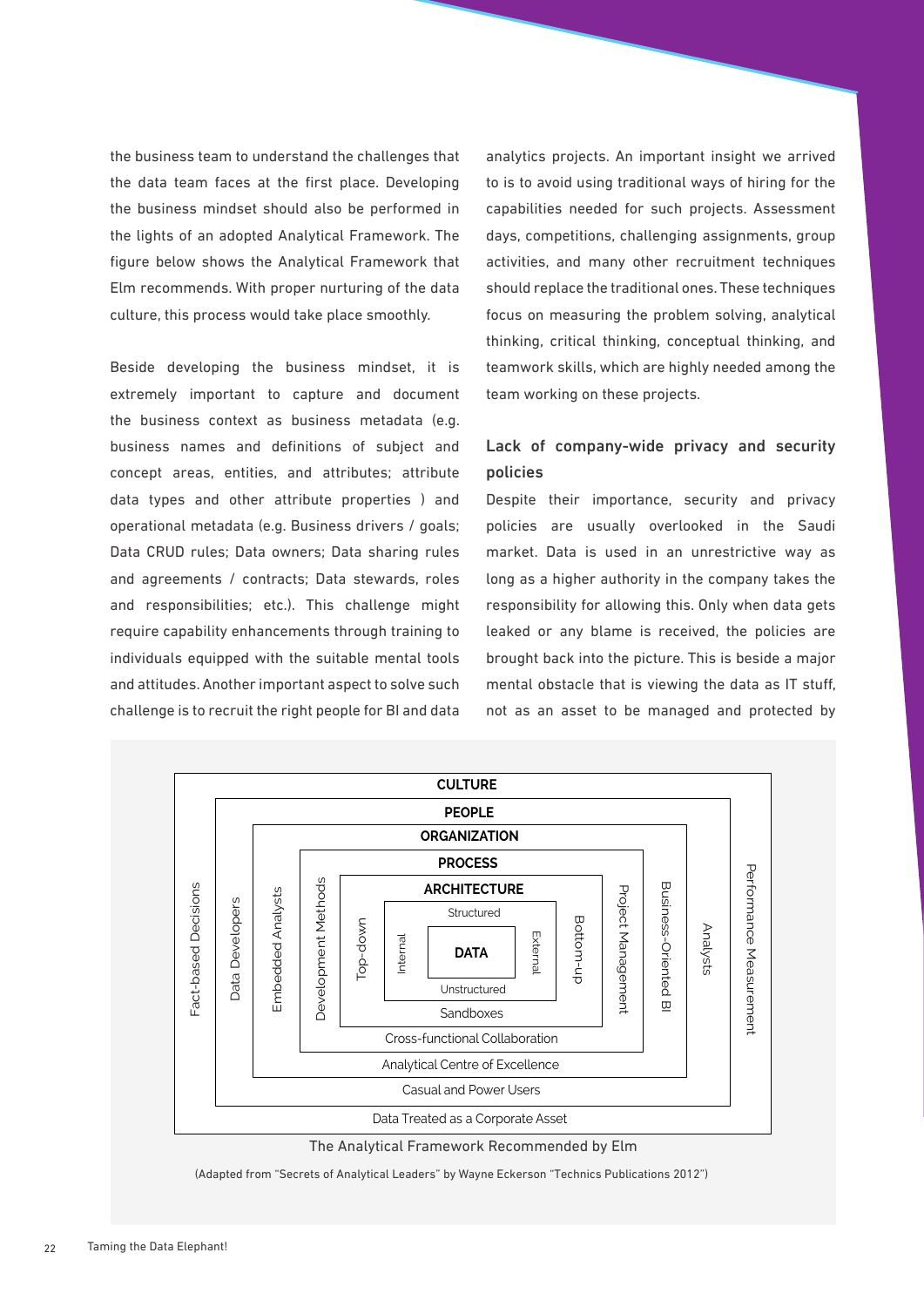the business team to understand the challenges that the data team faces at the first place. Developing the business mindset should also be performed in the lights of an adopted Analytical Framework. The figure below shows the Analytical Framework that Elm recommends. With proper nurturing of the data culture, this process would take place smoothly.

Beside developing the business mindset, it is extremely important to capture and document the business context as business metadata (e.g. business names and definitions of subject and concept areas, entities, and attributes; attribute data types and other attribute properties ) and operational metadata (e.g. Business drivers / goals; Data CRUD rules; Data owners; Data sharing rules and agreements / contracts; Data stewards, roles and responsibilities; etc.). This challenge might require capability enhancements through training to individuals equipped with the suitable mental tools and attitudes. Another important aspect to solve such challenge is to recruit the right people for BI and data analytics projects. An important insight we arrived to is to avoid using traditional ways of hiring for the capabilities needed for such projects. Assessment days, competitions, challenging assignments, group activities, and many other recruitment techniques should replace the traditional ones. These techniques focus on measuring the problem solving, analytical thinking, critical thinking, conceptual thinking, and teamwork skills, which are highly needed among the team working on these projects.

### Lack of company-wide privacy and security policies

Despite their importance, security and privacy policies are usually overlooked in the Saudi market. Data is used in an unrestrictive way as long as a higher authority in the company takes the responsibility for allowing this. Only when data gets leaked or any blame is received, the policies are brought back into the picture. This is beside a major mental obstacle that is viewing the data as IT stuff, not as an asset to be managed and protected by

| Layer | Left | Right | Bottom |
|---|---|---|---|
| **CULTURE** | Fact-based Decisions | Performance Measurement | Data Treated as a Corporate Asset |
| **PEOPLE** | Data Developers | Analysts | Casual and Power Users |
| **ORGANIZATION** | Embedded Analysts | Business-Oriented BI | Analytical Centre of Excellence |
| **PROCESS** | Development Methods | Project Management | Cross-functional Collaboration |
| **ARCHITECTURE** | Top-down | Bottom-up | Sandboxes |
| **DATA** (Structured, top) | Internal | External | Unstructured |

The Analytical Framework Recommended by Elm

(Adapted from "Secrets of Analytical Leaders" by Wayne Eckerson "Technics Publications 2012")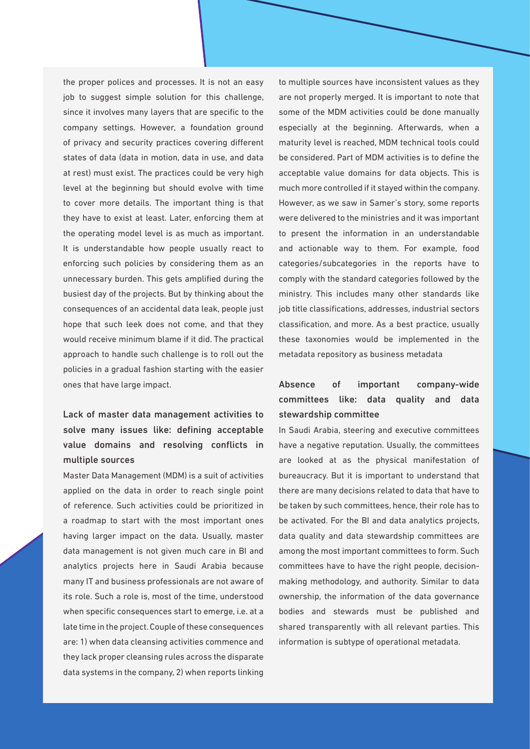the proper polices and processes. It is not an easy job to suggest simple solution for this challenge, since it involves many layers that are specific to the company settings. However, a foundation ground of privacy and security practices covering different states of data (data in motion, data in use, and data at rest) must exist. The practices could be very high level at the beginning but should evolve with time to cover more details. The important thing is that they have to exist at least. Later, enforcing them at the operating model level is as much as important. It is understandable how people usually react to enforcing such policies by considering them as an unnecessary burden. This gets amplified during the busiest day of the projects. But by thinking about the consequences of an accidental data leak, people just hope that such leek does not come, and that they would receive minimum blame if it did. The practical approach to handle such challenge is to roll out the policies in a gradual fashion starting with the easier ones that have large impact.

### Lack of master data management activities to solve many issues like: defining acceptable value domains and resolving conflicts in multiple sources

Master Data Management (MDM) is a suit of activities applied on the data in order to reach single point of reference. Such activities could be prioritized in a roadmap to start with the most important ones having larger impact on the data. Usually, master data management is not given much care in BI and analytics projects here in Saudi Arabia because many IT and business professionals are not aware of its role. Such a role is, most of the time, understood when specific consequences start to emerge, i.e. at a late time in the project. Couple of these consequences are: 1) when data cleansing activities commence and they lack proper cleansing rules across the disparate data systems in the company, 2) when reports linking to multiple sources have inconsistent values as they are not properly merged. It is important to note that some of the MDM activities could be done manually especially at the beginning. Afterwards, when a maturity level is reached, MDM technical tools could be considered. Part of MDM activities is to define the acceptable value domains for data objects. This is much more controlled if it stayed within the company. However, as we saw in Samer's story, some reports were delivered to the ministries and it was important to present the information in an understandable and actionable way to them. For example, food categories/subcategories in the reports have to comply with the standard categories followed by the ministry. This includes many other standards like job title classifications, addresses, industrial sectors classification, and more. As a best practice, usually these taxonomies would be implemented in the metadata repository as business metadata

### Absence of important company-wide committees like: data quality and data stewardship committee

In Saudi Arabia, steering and executive committees have a negative reputation. Usually, the committees are looked at as the physical manifestation of bureaucracy. But it is important to understand that there are many decisions related to data that have to be taken by such committees, hence, their role has to be activated. For the BI and data analytics projects, data quality and data stewardship committees are among the most important committees to form. Such committees have to have the right people, decision-making methodology, and authority. Similar to data ownership, the information of the data governance bodies and stewards must be published and shared transparently with all relevant parties. This information is subtype of operational metadata.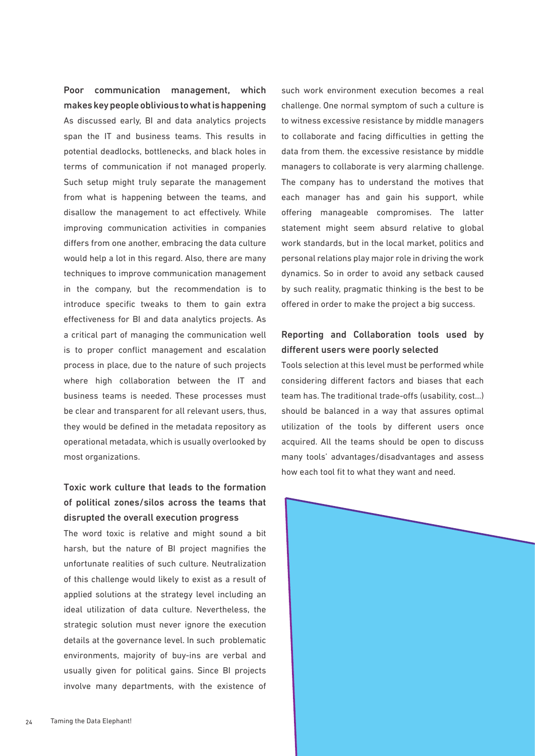### Poor communication management, which makes key people oblivious to what is happening

As discussed early, BI and data analytics projects span the IT and business teams. This results in potential deadlocks, bottlenecks, and black holes in terms of communication if not managed properly. Such setup might truly separate the management from what is happening between the teams, and disallow the management to act effectively. While improving communication activities in companies differs from one another, embracing the data culture would help a lot in this regard. Also, there are many techniques to improve communication management in the company, but the recommendation is to introduce specific tweaks to them to gain extra effectiveness for BI and data analytics projects. As a critical part of managing the communication well is to proper conflict management and escalation process in place, due to the nature of such projects where high collaboration between the IT and business teams is needed. These processes must be clear and transparent for all relevant users, thus, they would be defined in the metadata repository as operational metadata, which is usually overlooked by most organizations.

### Toxic work culture that leads to the formation of political zones/silos across the teams that disrupted the overall execution progress

The word toxic is relative and might sound a bit harsh, but the nature of BI project magnifies the unfortunate realities of such culture. Neutralization of this challenge would likely to exist as a result of applied solutions at the strategy level including an ideal utilization of data culture. Nevertheless, the strategic solution must never ignore the execution details at the governance level. In such problematic environments, majority of buy-ins are verbal and usually given for political gains. Since BI projects involve many departments, with the existence of such work environment execution becomes a real challenge. One normal symptom of such a culture is to witness excessive resistance by middle managers to collaborate and facing difficulties in getting the data from them. the excessive resistance by middle managers to collaborate is very alarming challenge. The company has to understand the motives that each manager has and gain his support, while offering manageable compromises. The latter statement might seem absurd relative to global work standards, but in the local market, politics and personal relations play major role in driving the work dynamics. So in order to avoid any setback caused by such reality, pragmatic thinking is the best to be offered in order to make the project a big success.

### Reporting and Collaboration tools used by different users were poorly selected

Tools selection at this level must be performed while considering different factors and biases that each team has. The traditional trade-offs (usability, cost...) should be balanced in a way that assures optimal utilization of the tools by different users once acquired. All the teams should be open to discuss many tools' advantages/disadvantages and assess how each tool fit to what they want and need.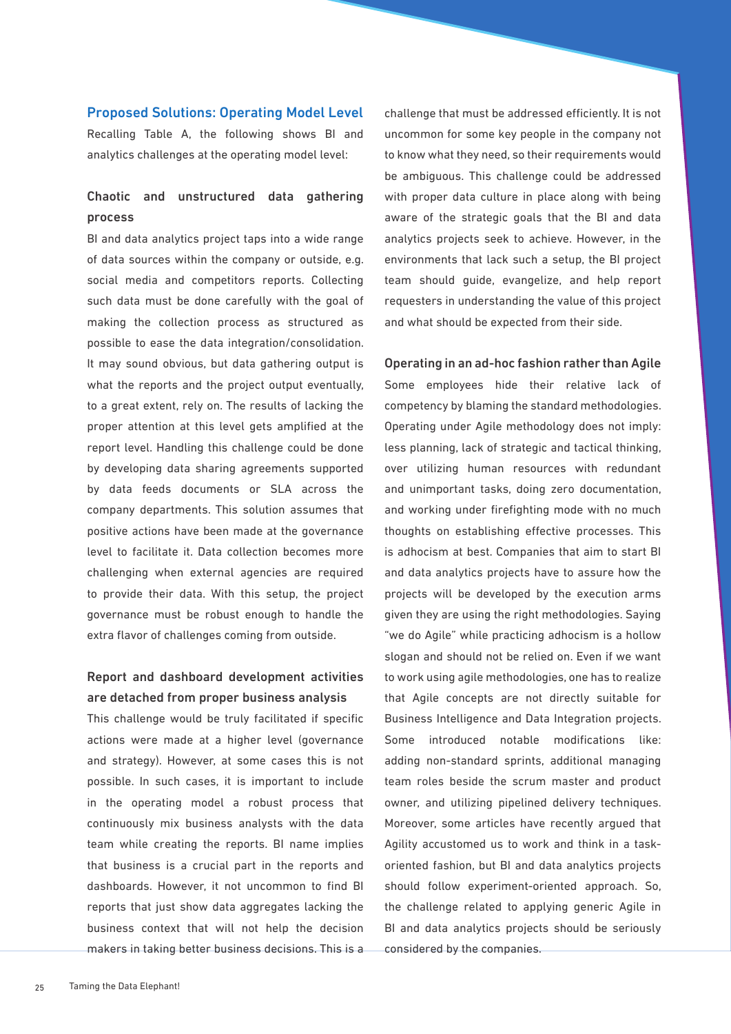## Proposed Solutions: Operating Model Level

Recalling Table A, the following shows BI and analytics challenges at the operating model level:

### Chaotic and unstructured data gathering process

BI and data analytics project taps into a wide range of data sources within the company or outside, e.g. social media and competitors reports. Collecting such data must be done carefully with the goal of making the collection process as structured as possible to ease the data integration/consolidation. It may sound obvious, but data gathering output is what the reports and the project output eventually, to a great extent, rely on. The results of lacking the proper attention at this level gets amplified at the report level. Handling this challenge could be done by developing data sharing agreements supported by data feeds documents or SLA across the company departments. This solution assumes that positive actions have been made at the governance level to facilitate it. Data collection becomes more challenging when external agencies are required to provide their data. With this setup, the project governance must be robust enough to handle the extra flavor of challenges coming from outside.

### Report and dashboard development activities are detached from proper business analysis

This challenge would be truly facilitated if specific actions were made at a higher level (governance and strategy). However, at some cases this is not possible. In such cases, it is important to include in the operating model a robust process that continuously mix business analysts with the data team while creating the reports. BI name implies that business is a crucial part in the reports and dashboards. However, it not uncommon to find BI reports that just show data aggregates lacking the business context that will not help the decision makers in taking better business decisions. This is a challenge that must be addressed efficiently. It is not uncommon for some key people in the company not to know what they need, so their requirements would be ambiguous. This challenge could be addressed with proper data culture in place along with being aware of the strategic goals that the BI and data analytics projects seek to achieve. However, in the environments that lack such a setup, the BI project team should guide, evangelize, and help report requesters in understanding the value of this project and what should be expected from their side.

### Operating in an ad-hoc fashion rather than Agile

Some employees hide their relative lack of competency by blaming the standard methodologies. Operating under Agile methodology does not imply: less planning, lack of strategic and tactical thinking, over utilizing human resources with redundant and unimportant tasks, doing zero documentation, and working under firefighting mode with no much thoughts on establishing effective processes. This is adhocism at best. Companies that aim to start BI and data analytics projects have to assure how the projects will be developed by the execution arms given they are using the right methodologies. Saying "we do Agile" while practicing adhocism is a hollow slogan and should not be relied on. Even if we want to work using agile methodologies, one has to realize that Agile concepts are not directly suitable for Business Intelligence and Data Integration projects. Some introduced notable modifications like: adding non-standard sprints, additional managing team roles beside the scrum master and product owner, and utilizing pipelined delivery techniques. Moreover, some articles have recently argued that Agility accustomed us to work and think in a task-oriented fashion, but BI and data analytics projects should follow experiment-oriented approach. So, the challenge related to applying generic Agile in BI and data analytics projects should be seriously considered by the companies.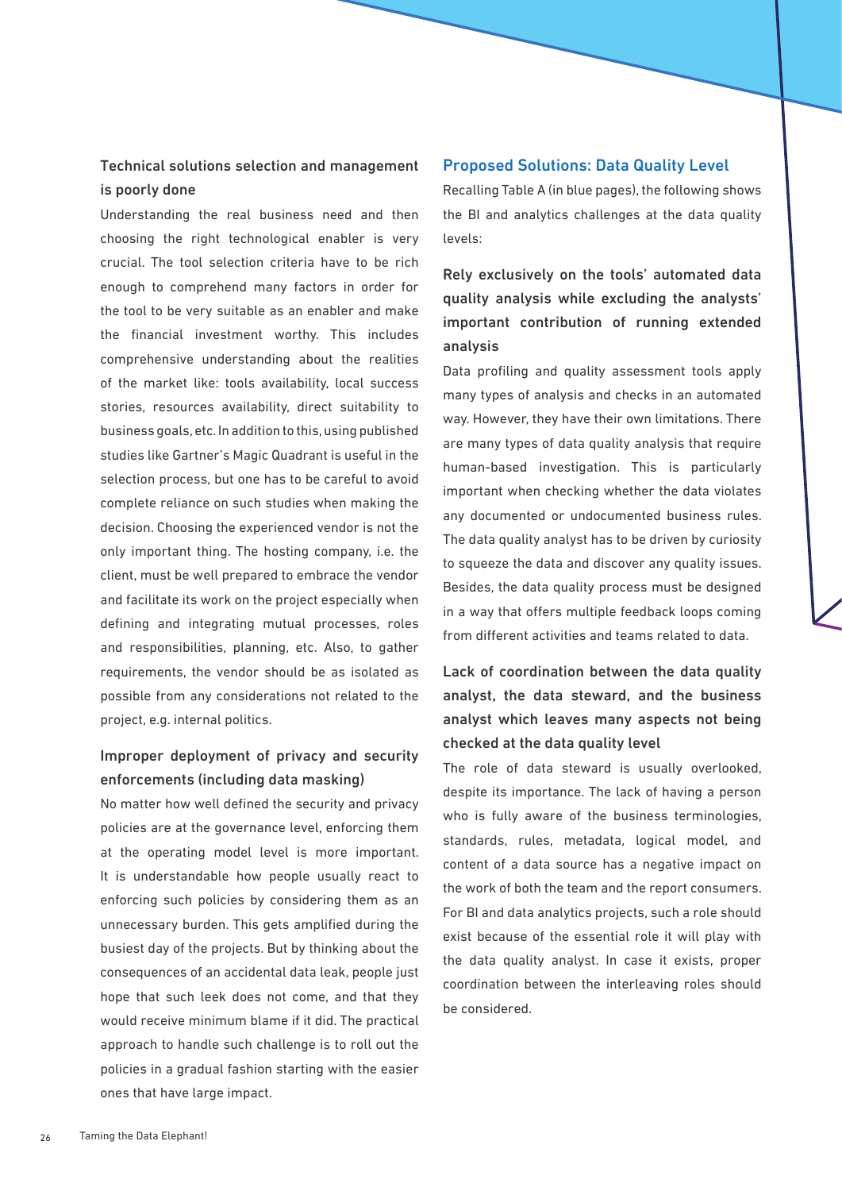### Technical solutions selection and management is poorly done

Understanding the real business need and then choosing the right technological enabler is very crucial. The tool selection criteria have to be rich enough to comprehend many factors in order for the tool to be very suitable as an enabler and make the financial investment worthy. This includes comprehensive understanding about the realities of the market like: tools availability, local success stories, resources availability, direct suitability to business goals, etc. In addition to this, using published studies like Gartner's Magic Quadrant is useful in the selection process, but one has to be careful to avoid complete reliance on such studies when making the decision. Choosing the experienced vendor is not the only important thing. The hosting company, i.e. the client, must be well prepared to embrace the vendor and facilitate its work on the project especially when defining and integrating mutual processes, roles and responsibilities, planning, etc. Also, to gather requirements, the vendor should be as isolated as possible from any considerations not related to the project, e.g. internal politics.

### Improper deployment of privacy and security enforcements (including data masking)

No matter how well defined the security and privacy policies are at the governance level, enforcing them at the operating model level is more important. It is understandable how people usually react to enforcing such policies by considering them as an unnecessary burden. This gets amplified during the busiest day of the projects. But by thinking about the consequences of an accidental data leak, people just hope that such leek does not come, and that they would receive minimum blame if it did. The practical approach to handle such challenge is to roll out the policies in a gradual fashion starting with the easier ones that have large impact.

## Proposed Solutions: Data Quality Level

Recalling Table A (in blue pages), the following shows the BI and analytics challenges at the data quality levels:

### Rely exclusively on the tools' automated data quality analysis while excluding the analysts' important contribution of running extended analysis

Data profiling and quality assessment tools apply many types of analysis and checks in an automated way. However, they have their own limitations. There are many types of data quality analysis that require human-based investigation. This is particularly important when checking whether the data violates any documented or undocumented business rules. The data quality analyst has to be driven by curiosity to squeeze the data and discover any quality issues. Besides, the data quality process must be designed in a way that offers multiple feedback loops coming from different activities and teams related to data.

### Lack of coordination between the data quality analyst, the data steward, and the business analyst which leaves many aspects not being checked at the data quality level

The role of data steward is usually overlooked, despite its importance. The lack of having a person who is fully aware of the business terminologies, standards, rules, metadata, logical model, and content of a data source has a negative impact on the work of both the team and the report consumers. For BI and data analytics projects, such a role should exist because of the essential role it will play with the data quality analyst. In case it exists, proper coordination between the interleaving roles should be considered.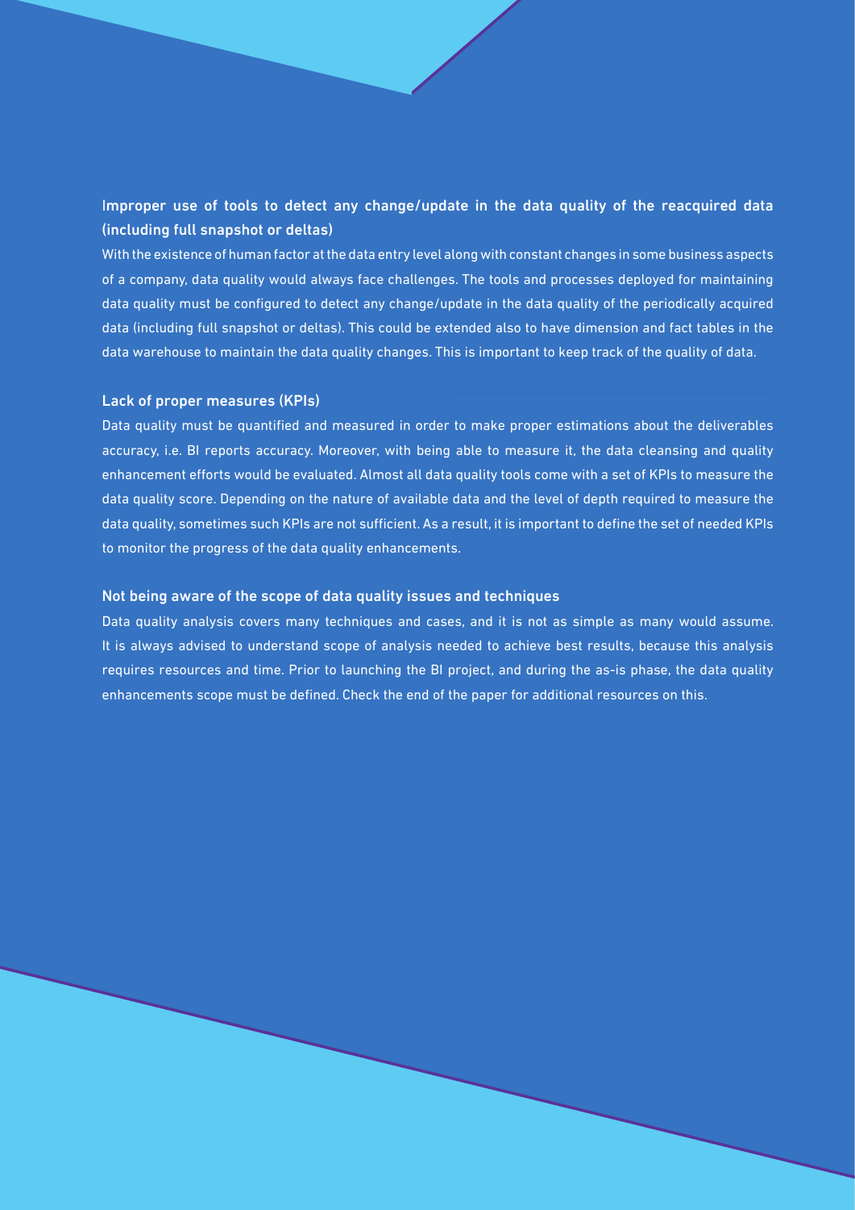### Improper use of tools to detect any change/update in the data quality of the reacquired data (including full snapshot or deltas)

With the existence of human factor at the data entry level along with constant changes in some business aspects of a company, data quality would always face challenges. The tools and processes deployed for maintaining data quality must be configured to detect any change/update in the data quality of the periodically acquired data (including full snapshot or deltas). This could be extended also to have dimension and fact tables in the data warehouse to maintain the data quality changes. This is important to keep track of the quality of data.

### Lack of proper measures (KPIs)

Data quality must be quantified and measured in order to make proper estimations about the deliverables accuracy, i.e. BI reports accuracy. Moreover, with being able to measure it, the data cleansing and quality enhancement efforts would be evaluated. Almost all data quality tools come with a set of KPIs to measure the data quality score. Depending on the nature of available data and the level of depth required to measure the data quality, sometimes such KPIs are not sufficient. As a result, it is important to define the set of needed KPIs to monitor the progress of the data quality enhancements.

### Not being aware of the scope of data quality issues and techniques

Data quality analysis covers many techniques and cases, and it is not as simple as many would assume. It is always advised to understand scope of analysis needed to achieve best results, because this analysis requires resources and time. Prior to launching the BI project, and during the as-is phase, the data quality enhancements scope must be defined. Check the end of the paper for additional resources on this.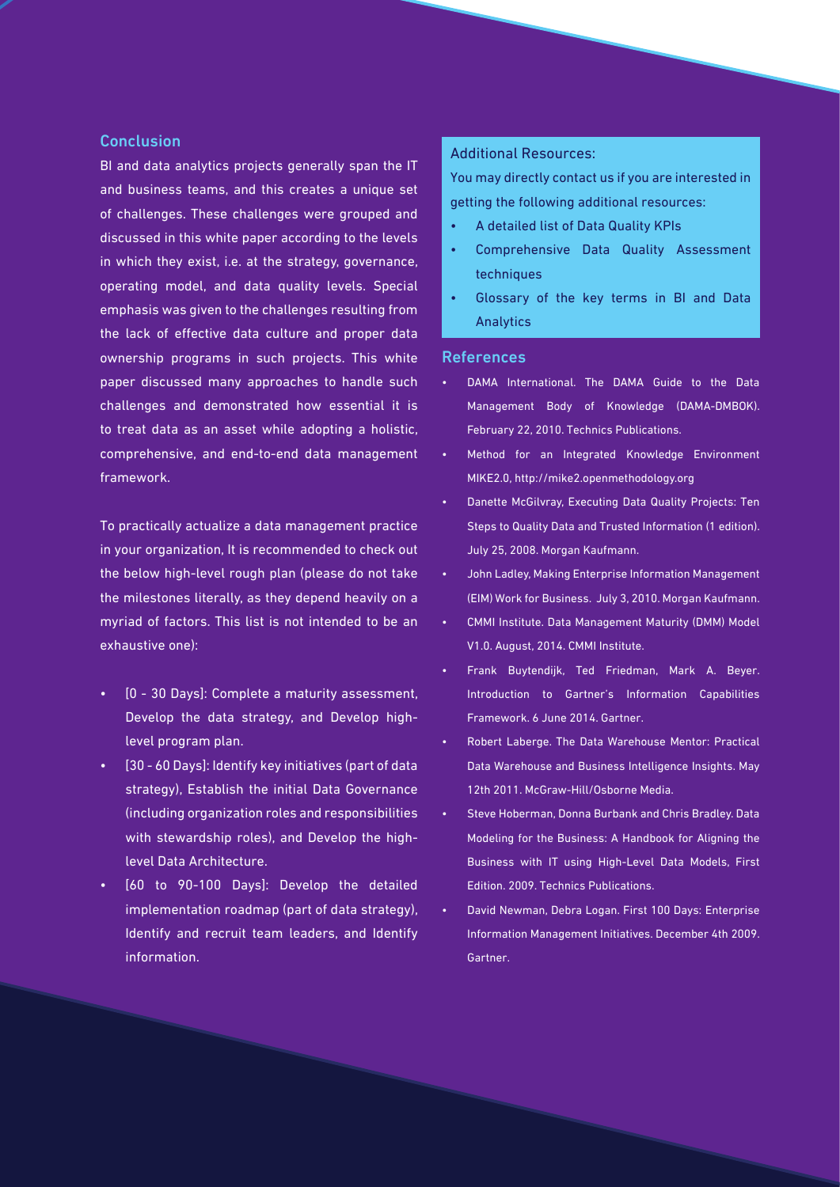## Conclusion

BI and data analytics projects generally span the IT and business teams, and this creates a unique set of challenges. These challenges were grouped and discussed in this white paper according to the levels in which they exist, i.e. at the strategy, governance, operating model, and data quality levels. Special emphasis was given to the challenges resulting from the lack of effective data culture and proper data ownership programs in such projects. This white paper discussed many approaches to handle such challenges and demonstrated how essential it is to treat data as an asset while adopting a holistic, comprehensive, and end-to-end data management framework.

To practically actualize a data management practice in your organization, It is recommended to check out the below high-level rough plan (please do not take the milestones literally, as they depend heavily on a myriad of factors. This list is not intended to be an exhaustive one):

- [0 - 30 Days]: Complete a maturity assessment, Develop the data strategy, and Develop high-level program plan.
- [30 - 60 Days]: Identify key initiatives (part of data strategy), Establish the initial Data Governance (including organization roles and responsibilities with stewardship roles), and Develop the high-level Data Architecture.
- [60 to 90-100 Days]: Develop the detailed implementation roadmap (part of data strategy), Identify and recruit team leaders, and Identify information.

Additional Resources:

You may directly contact us if you are interested in getting the following additional resources:

- A detailed list of Data Quality KPIs
- Comprehensive Data Quality Assessment techniques
- Glossary of the key terms in BI and Data Analytics

## References

- DAMA International. The DAMA Guide to the Data Management Body of Knowledge (DAMA-DMBOK). February 22, 2010. Technics Publications.
- Method for an Integrated Knowledge Environment MIKE2.0, http://mike2.openmethodology.org
- Danette McGilvray, Executing Data Quality Projects: Ten Steps to Quality Data and Trusted Information (1 edition). July 25, 2008. Morgan Kaufmann.
- John Ladley, Making Enterprise Information Management (EIM) Work for Business. July 3, 2010. Morgan Kaufmann.
- CMMI Institute. Data Management Maturity (DMM) Model V1.0. August, 2014. CMMI Institute.
- Frank Buytendijk, Ted Friedman, Mark A. Beyer. Introduction to Gartner's Information Capabilities Framework. 6 June 2014. Gartner.
- Robert Laberge. The Data Warehouse Mentor: Practical Data Warehouse and Business Intelligence Insights. May 12th 2011. McGraw-Hill/Osborne Media.
- Steve Hoberman, Donna Burbank and Chris Bradley. Data Modeling for the Business: A Handbook for Aligning the Business with IT using High-Level Data Models, First Edition. 2009. Technics Publications.
- David Newman, Debra Logan. First 100 Days: Enterprise Information Management Initiatives. December 4th 2009. Gartner.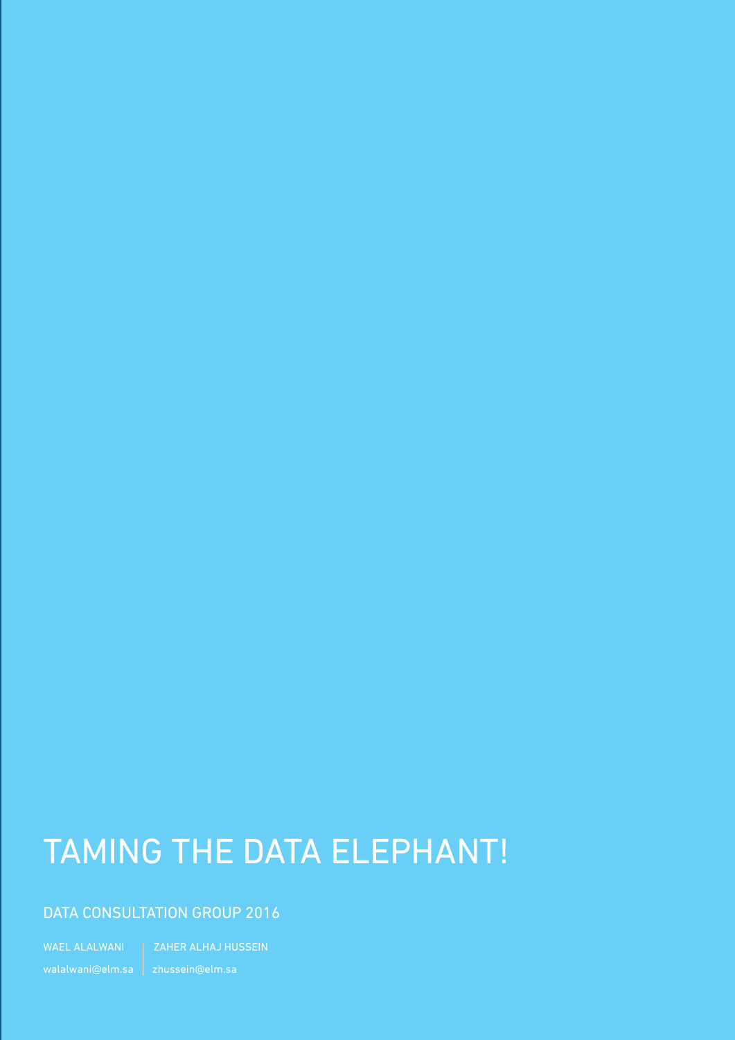# TAMING THE DATA ELEPHANT!

## DATA CONSULTATION GROUP 2016

WAEL ALALWANI | ZAHER ALHAJ HUSSEIN

walalwani@elm.sa | zhussein@elm.sa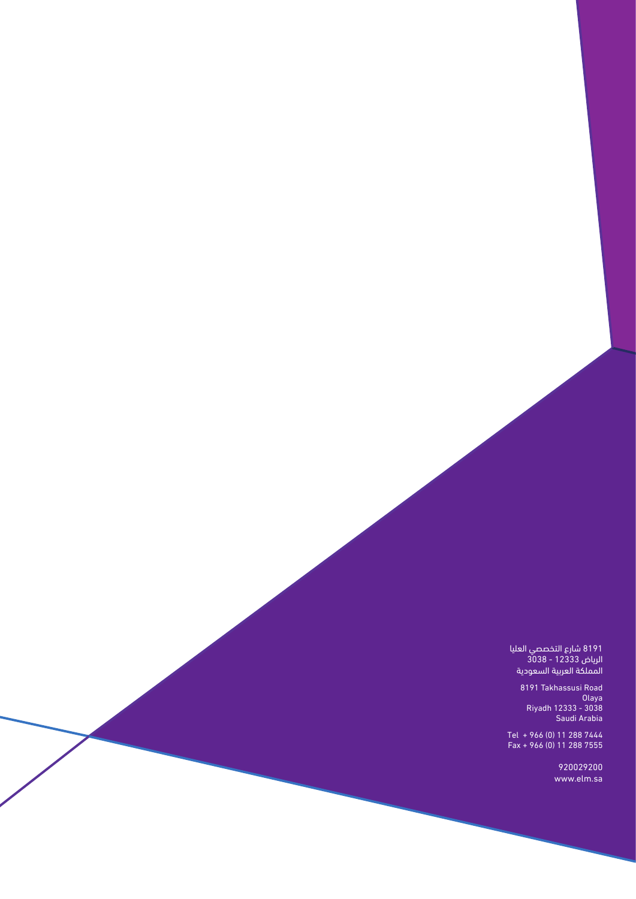8191 شارع التخصصي العليا
الرياض 12333 - 3038
المملكة العربية السعودية

8191 Takhassusi Road
Olaya
Riyadh 12333 - 3038
Saudi Arabia

Tel + 966 (0) 11 288 7444
Fax + 966 (0) 11 288 7555

920029200
www.elm.sa